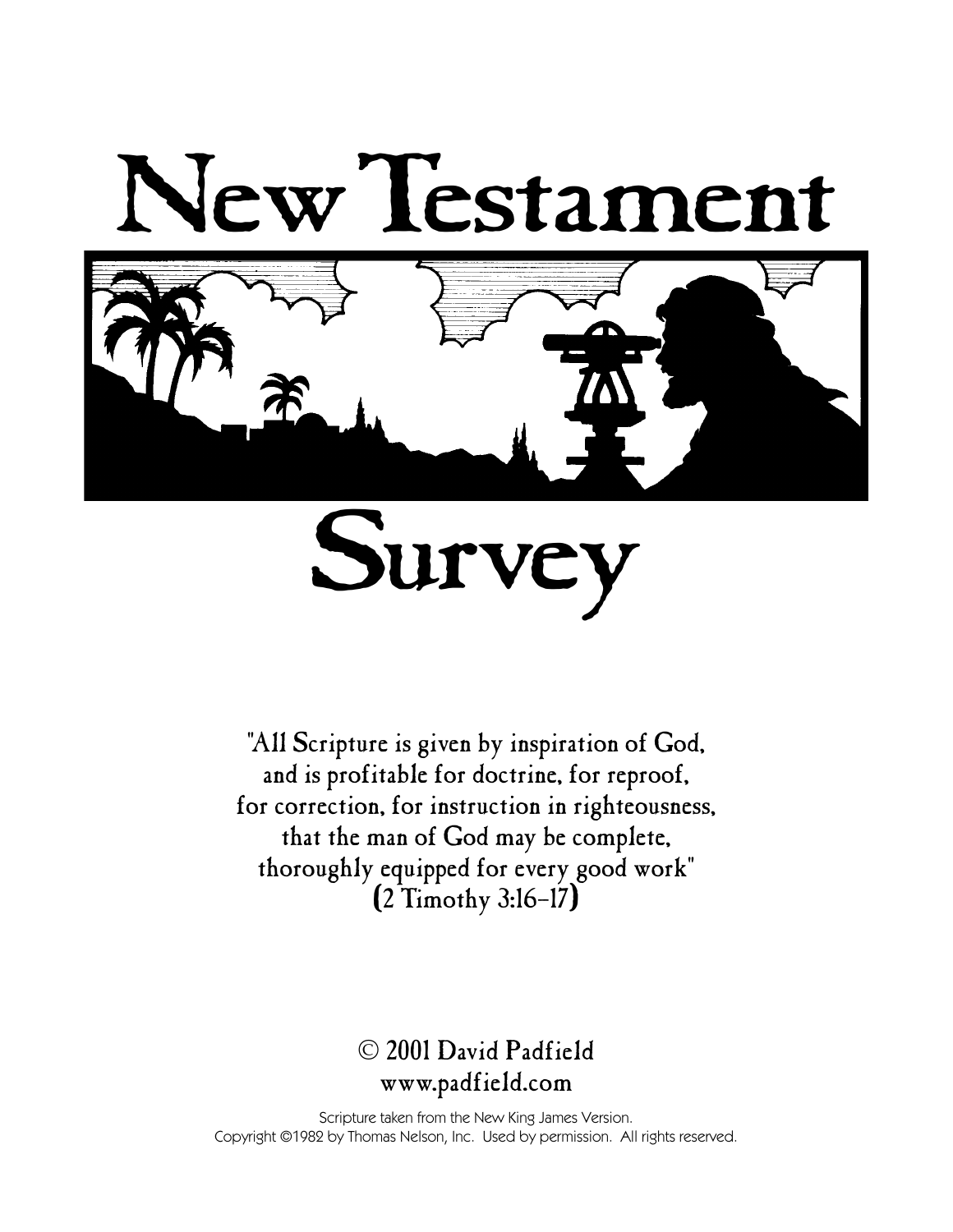# New Testament Survey

"All Scripture is given by inspiration of God,
and is profitable for doctrine, for reproof,
for correction, for instruction in righteousness,
that the man of God may be complete,
thoroughly equipped for every good work"
(2 Timothy 3:16-17)

© 2001 David Padfield
www.padfield.com

Scripture taken from the New King James Version.
Copyright ©1982 by Thomas Nelson, Inc. Used by permission. All rights reserved.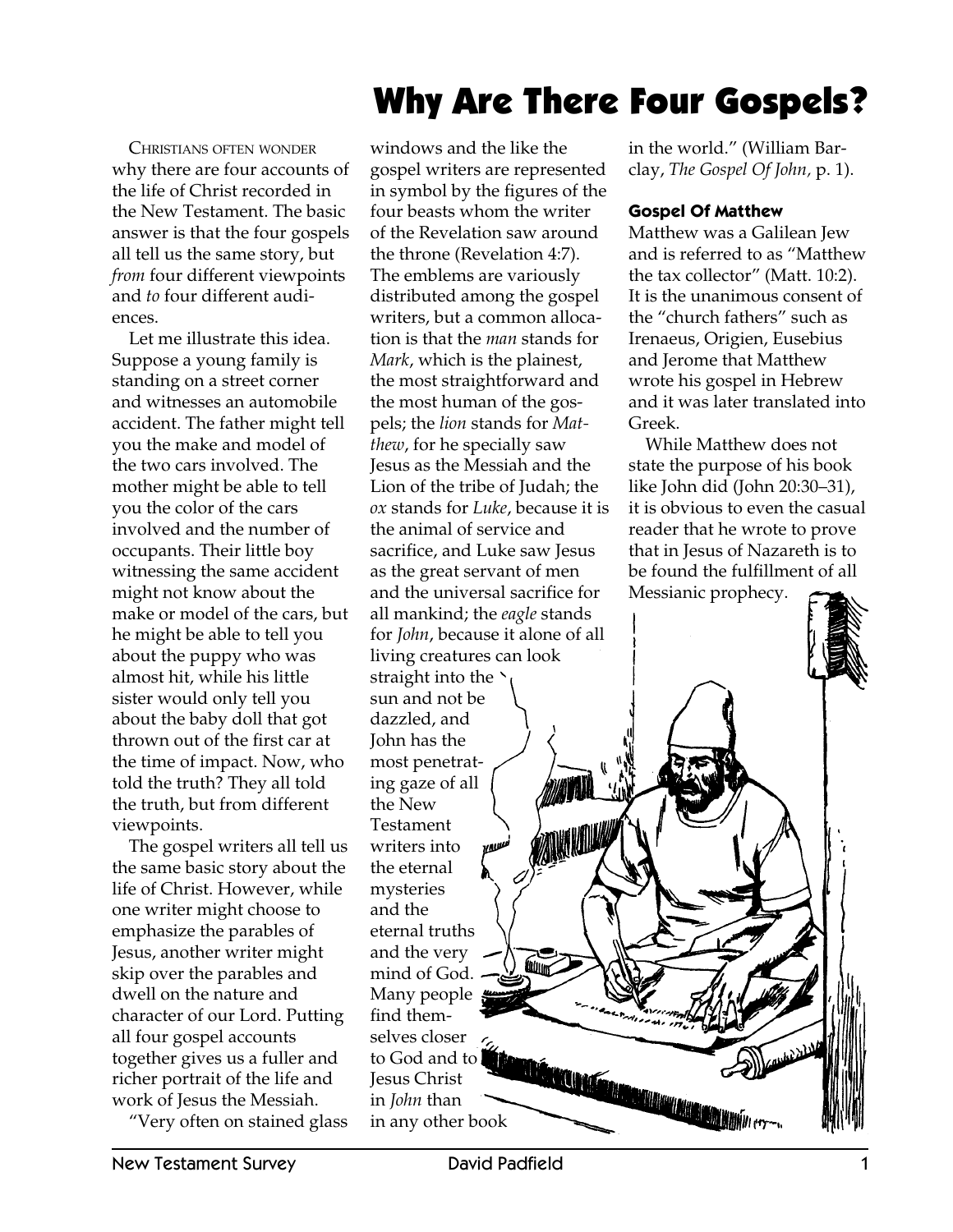# Why Are There Four Gospels?

CHRISTIANS OFTEN WONDER why there are four accounts of the life of Christ recorded in the New Testament. The basic answer is that the four gospels all tell us the same story, but *from* four different viewpoints and *to* four different audiences.

Let me illustrate this idea. Suppose a young family is standing on a street corner and witnesses an automobile accident. The father might tell you the make and model of the two cars involved. The mother might be able to tell you the color of the cars involved and the number of occupants. Their little boy witnessing the same accident might not know about the make or model of the cars, but he might be able to tell you about the puppy who was almost hit, while his little sister would only tell you about the baby doll that got thrown out of the first car at the time of impact. Now, who told the truth? They all told the truth, but from different viewpoints.

The gospel writers all tell us the same basic story about the life of Christ. However, while one writer might choose to emphasize the parables of Jesus, another writer might skip over the parables and dwell on the nature and character of our Lord. Putting all four gospel accounts together gives us a fuller and richer portrait of the life and work of Jesus the Messiah.

"Very often on stained glass windows and the like the gospel writers are represented in symbol by the figures of the four beasts whom the writer of the Revelation saw around the throne (Revelation 4:7). The emblems are variously distributed among the gospel writers, but a common allocation is that the *man* stands for *Mark*, which is the plainest, the most straightforward and the most human of the gospels; the *lion* stands for *Matthew*, for he specially saw Jesus as the Messiah and the Lion of the tribe of Judah; the *ox* stands for *Luke*, because it is the animal of service and sacrifice, and Luke saw Jesus as the great servant of men and the universal sacrifice for all mankind; the *eagle* stands for *John*, because it alone of all living creatures can look straight into the sun and not be dazzled, and John has the most penetrating gaze of all the New Testament writers into the eternal mysteries and the eternal truths and the very mind of God. Many people find themselves closer to God and to Jesus Christ in *John* than in any other book in the world." (William Barclay, *The Gospel Of John*, p. 1).

### Gospel Of Matthew

Matthew was a Galilean Jew and is referred to as "Matthew the tax collector" (Matt. 10:2). It is the unanimous consent of the "church fathers" such as Irenaeus, Origien, Eusebius and Jerome that Matthew wrote his gospel in Hebrew and it was later translated into Greek.

While Matthew does not state the purpose of his book like John did (John 20:30–31), it is obvious to even the casual reader that he wrote to prove that in Jesus of Nazareth is to be found the fulfillment of all Messianic prophecy.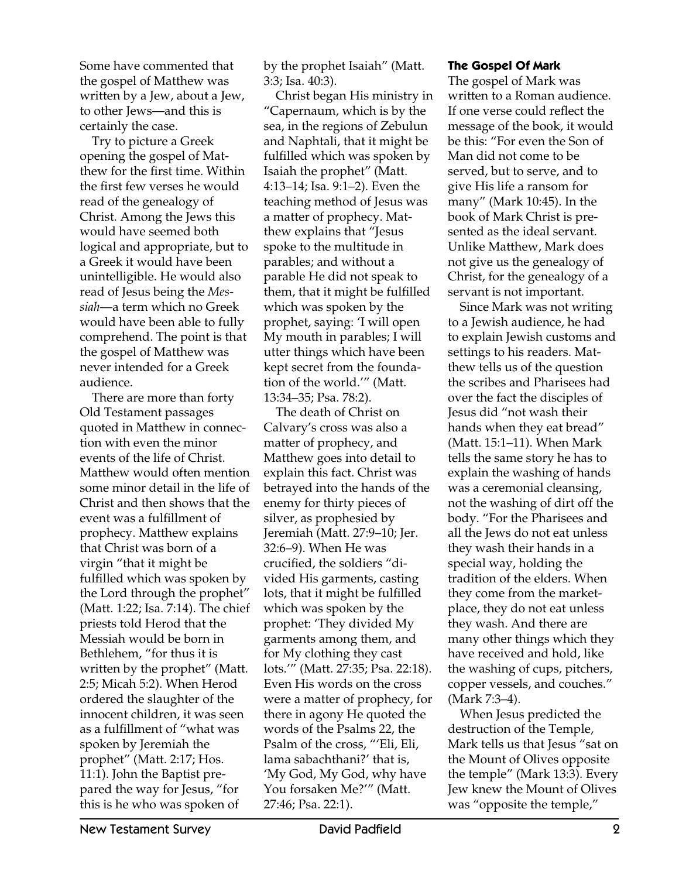Some have commented that the gospel of Matthew was written by a Jew, about a Jew, to other Jews—and this is certainly the case.

Try to picture a Greek opening the gospel of Matthew for the first time. Within the first few verses he would read of the genealogy of Christ. Among the Jews this would have seemed both logical and appropriate, but to a Greek it would have been unintelligible. He would also read of Jesus being the *Messiah*—a term which no Greek would have been able to fully comprehend. The point is that the gospel of Matthew was never intended for a Greek audience.

There are more than forty Old Testament passages quoted in Matthew in connection with even the minor events of the life of Christ. Matthew would often mention some minor detail in the life of Christ and then shows that the event was a fulfillment of prophecy. Matthew explains that Christ was born of a virgin "that it might be fulfilled which was spoken by the Lord through the prophet" (Matt. 1:22; Isa. 7:14). The chief priests told Herod that the Messiah would be born in Bethlehem, "for thus it is written by the prophet" (Matt. 2:5; Micah 5:2). When Herod ordered the slaughter of the innocent children, it was seen as a fulfillment of "what was spoken by Jeremiah the prophet" (Matt. 2:17; Hos. 11:1). John the Baptist prepared the way for Jesus, "for this is he who was spoken of by the prophet Isaiah" (Matt. 3:3; Isa. 40:3).

Christ began His ministry in "Capernaum, which is by the sea, in the regions of Zebulun and Naphtali, that it might be fulfilled which was spoken by Isaiah the prophet" (Matt. 4:13–14; Isa. 9:1–2). Even the teaching method of Jesus was a matter of prophecy. Matthew explains that "Jesus spoke to the multitude in parables; and without a parable He did not speak to them, that it might be fulfilled which was spoken by the prophet, saying: 'I will open My mouth in parables; I will utter things which have been kept secret from the foundation of the world.'" (Matt. 13:34–35; Psa. 78:2).

The death of Christ on Calvary's cross was also a matter of prophecy, and Matthew goes into detail to explain this fact. Christ was betrayed into the hands of the enemy for thirty pieces of silver, as prophesied by Jeremiah (Matt. 27:9–10; Jer. 32:6–9). When He was crucified, the soldiers "divided His garments, casting lots, that it might be fulfilled which was spoken by the prophet: 'They divided My garments among them, and for My clothing they cast lots.'" (Matt. 27:35; Psa. 22:18). Even His words on the cross were a matter of prophecy, for there in agony He quoted the words of the Psalms 22, the Psalm of the cross, "'Eli, Eli, lama sabachthani?' that is, 'My God, My God, why have You forsaken Me?'" (Matt. 27:46; Psa. 22:1).

### The Gospel Of Mark

The gospel of Mark was written to a Roman audience. If one verse could reflect the message of the book, it would be this: "For even the Son of Man did not come to be served, but to serve, and to give His life a ransom for many" (Mark 10:45). In the book of Mark Christ is presented as the ideal servant. Unlike Matthew, Mark does not give us the genealogy of Christ, for the genealogy of a servant is not important.

Since Mark was not writing to a Jewish audience, he had to explain Jewish customs and settings to his readers. Matthew tells us of the question the scribes and Pharisees had over the fact the disciples of Jesus did "not wash their hands when they eat bread" (Matt. 15:1–11). When Mark tells the same story he has to explain the washing of hands was a ceremonial cleansing, not the washing of dirt off the body. "For the Pharisees and all the Jews do not eat unless they wash their hands in a special way, holding the tradition of the elders. When they come from the marketplace, they do not eat unless they wash. And there are many other things which they have received and hold, like the washing of cups, pitchers, copper vessels, and couches." (Mark 7:3–4).

When Jesus predicted the destruction of the Temple, Mark tells us that Jesus "sat on the Mount of Olives opposite the temple" (Mark 13:3). Every Jew knew the Mount of Olives was "opposite the temple,"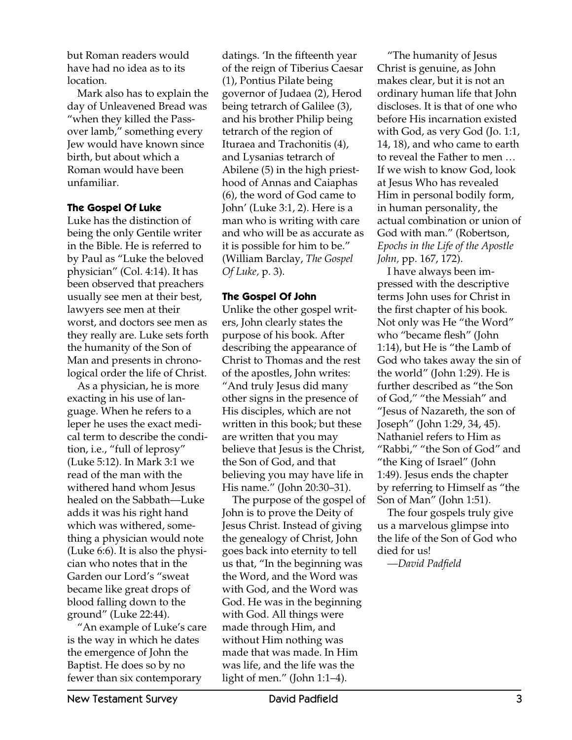but Roman readers would have had no idea as to its location.

Mark also has to explain the day of Unleavened Bread was "when they killed the Passover lamb," something every Jew would have known since birth, but about which a Roman would have been unfamiliar.

### The Gospel Of Luke

Luke has the distinction of being the only Gentile writer in the Bible. He is referred to by Paul as "Luke the beloved physician" (Col. 4:14). It has been observed that preachers usually see men at their best, lawyers see men at their worst, and doctors see men as they really are. Luke sets forth the humanity of the Son of Man and presents in chronological order the life of Christ.

As a physician, he is more exacting in his use of language. When he refers to a leper he uses the exact medical term to describe the condition, i.e., "full of leprosy" (Luke 5:12). In Mark 3:1 we read of the man with the withered hand whom Jesus healed on the Sabbath—Luke adds it was his right hand which was withered, something a physician would note (Luke 6:6). It is also the physician who notes that in the Garden our Lord's "sweat became like great drops of blood falling down to the ground" (Luke 22:44).

"An example of Luke's care is the way in which he dates the emergence of John the Baptist. He does so by no fewer than six contemporary datings. 'In the fifteenth year of the reign of Tiberius Caesar (1), Pontius Pilate being governor of Judaea (2), Herod being tetrarch of Galilee (3), and his brother Philip being tetrarch of the region of Ituraea and Trachonitis (4), and Lysanias tetrarch of Abilene (5) in the high priesthood of Annas and Caiaphas (6), the word of God came to John' (Luke 3:1, 2). Here is a man who is writing with care and who will be as accurate as it is possible for him to be." (William Barclay, *The Gospel Of Luke,* p. 3).

### The Gospel Of John

Unlike the other gospel writers, John clearly states the purpose of his book. After describing the appearance of Christ to Thomas and the rest of the apostles, John writes: "And truly Jesus did many other signs in the presence of His disciples, which are not written in this book; but these are written that you may believe that Jesus is the Christ, the Son of God, and that believing you may have life in His name." (John 20:30–31).

The purpose of the gospel of John is to prove the Deity of Jesus Christ. Instead of giving the genealogy of Christ, John goes back into eternity to tell us that, "In the beginning was the Word, and the Word was with God, and the Word was God. He was in the beginning with God. All things were made through Him, and without Him nothing was made that was made. In Him was life, and the life was the light of men." (John 1:1–4).

"The humanity of Jesus Christ is genuine, as John makes clear, but it is not an ordinary human life that John discloses. It is that of one who before His incarnation existed with God, as very God (Jo. 1:1, 14, 18), and who came to earth to reveal the Father to men … If we wish to know God, look at Jesus Who has revealed Him in personal bodily form, in human personality, the actual combination or union of God with man." (Robertson, *Epochs in the Life of the Apostle John,* pp. 167, 172).

I have always been impressed with the descriptive terms John uses for Christ in the first chapter of his book. Not only was He "the Word" who "became flesh" (John 1:14), but He is "the Lamb of God who takes away the sin of the world" (John 1:29). He is further described as "the Son of God," "the Messiah" and "Jesus of Nazareth, the son of Joseph" (John 1:29, 34, 45). Nathaniel refers to Him as "Rabbi," "the Son of God" and "the King of Israel" (John 1:49). Jesus ends the chapter by referring to Himself as "the Son of Man" (John 1:51).

The four gospels truly give us a marvelous glimpse into the life of the Son of God who died for us!

—*David Padfield*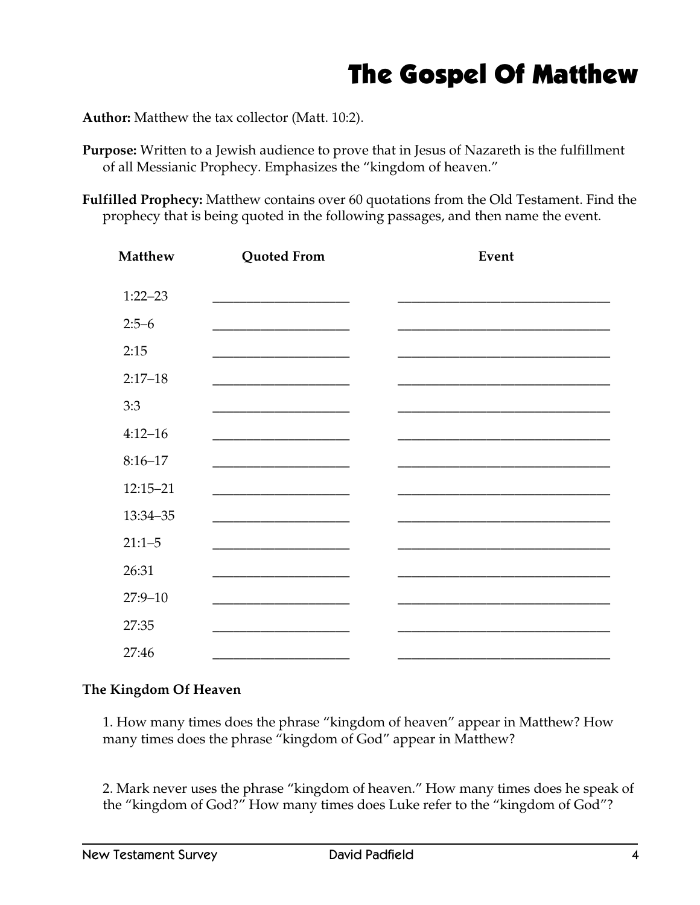# The Gospel Of Matthew

**Author:** Matthew the tax collector (Matt. 10:2).

**Purpose:** Written to a Jewish audience to prove that in Jesus of Nazareth is the fulfillment of all Messianic Prophecy. Emphasizes the "kingdom of heaven."

**Fulfilled Prophecy:** Matthew contains over 60 quotations from the Old Testament. Find the prophecy that is being quoted in the following passages, and then name the event.

| Matthew | Quoted From | Event |
|---|---|---|
| 1:22–23 | ____________________ | ________________________________ |
| 2:5–6 | ____________________ | ________________________________ |
| 2:15 | ____________________ | ________________________________ |
| 2:17–18 | ____________________ | ________________________________ |
| 3:3 | ____________________ | ________________________________ |
| 4:12–16 | ____________________ | ________________________________ |
| 8:16–17 | ____________________ | ________________________________ |
| 12:15–21 | ____________________ | ________________________________ |
| 13:34–35 | ____________________ | ________________________________ |
| 21:1–5 | ____________________ | ________________________________ |
| 26:31 | ____________________ | ________________________________ |
| 27:9–10 | ____________________ | ________________________________ |
| 27:35 | ____________________ | ________________________________ |
| 27:46 | ____________________ | ________________________________ |

**The Kingdom Of Heaven**

1. How many times does the phrase "kingdom of heaven" appear in Matthew? How many times does the phrase "kingdom of God" appear in Matthew?

2. Mark never uses the phrase "kingdom of heaven." How many times does he speak of the "kingdom of God?" How many times does Luke refer to the "kingdom of God"?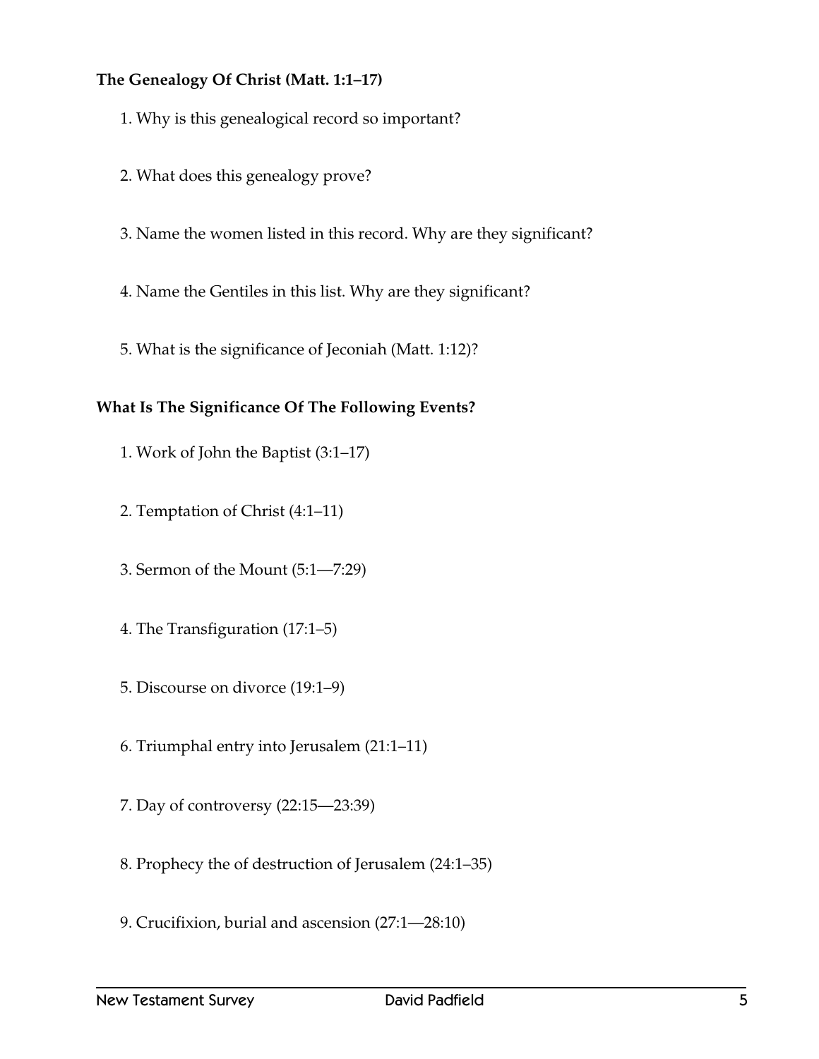**The Genealogy Of Christ (Matt. 1:1–17)**

1. Why is this genealogical record so important?

2. What does this genealogy prove?

3. Name the women listed in this record. Why are they significant?

4. Name the Gentiles in this list. Why are they significant?

5. What is the significance of Jeconiah (Matt. 1:12)?

**What Is The Significance Of The Following Events?**

1. Work of John the Baptist (3:1–17)

2. Temptation of Christ (4:1–11)

3. Sermon of the Mount (5:1—7:29)

4. The Transfiguration (17:1–5)

5. Discourse on divorce (19:1–9)

6. Triumphal entry into Jerusalem (21:1–11)

7. Day of controversy (22:15—23:39)

8. Prophecy the of destruction of Jerusalem (24:1–35)

9. Crucifixion, burial and ascension (27:1—28:10)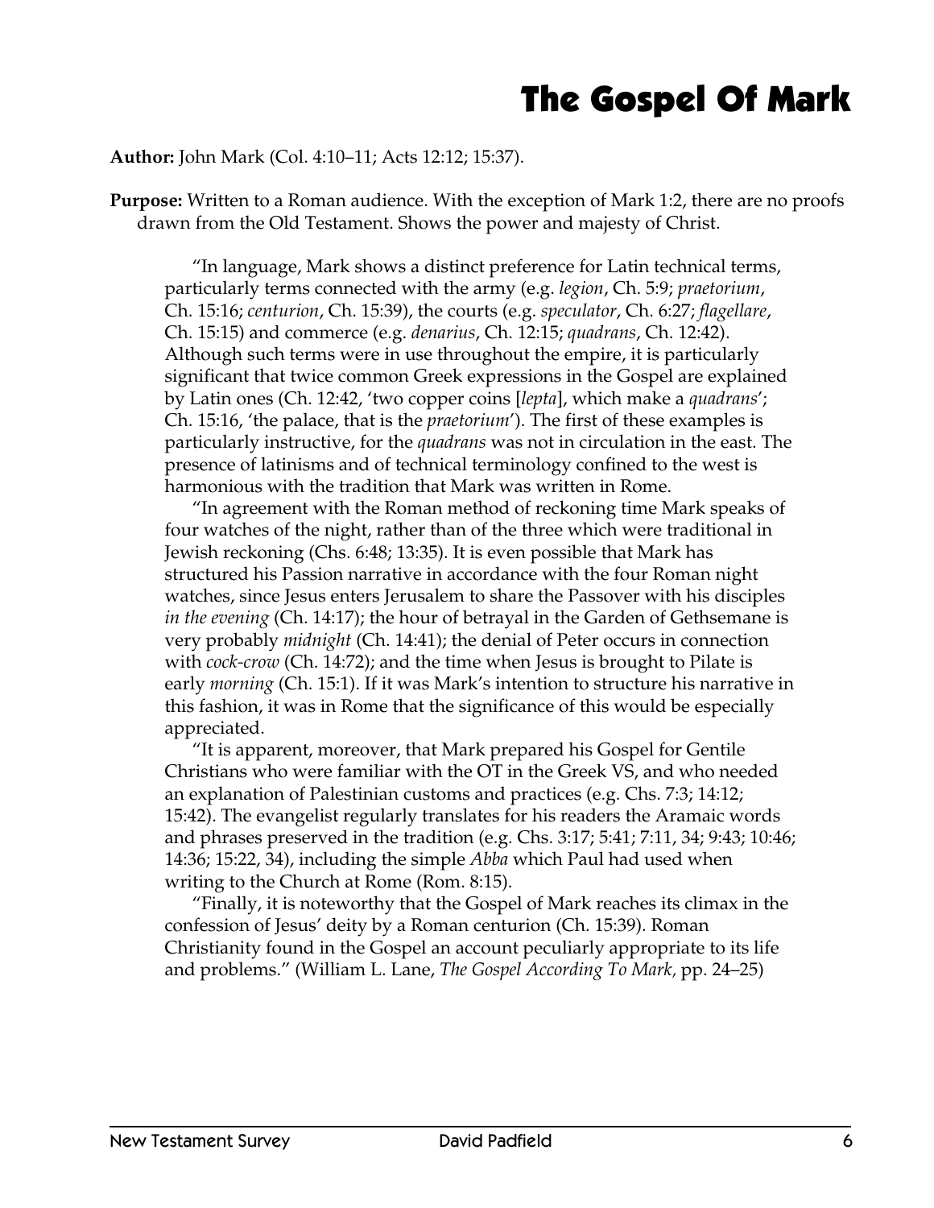# The Gospel Of Mark

**Author:** John Mark (Col. 4:10–11; Acts 12:12; 15:37).

**Purpose:** Written to a Roman audience. With the exception of Mark 1:2, there are no proofs drawn from the Old Testament. Shows the power and majesty of Christ.

> "In language, Mark shows a distinct preference for Latin technical terms, particularly terms connected with the army (e.g. *legion*, Ch. 5:9; *praetorium*, Ch. 15:16; *centurion*, Ch. 15:39), the courts (e.g. *speculator*, Ch. 6:27; *flagellare*, Ch. 15:15) and commerce (e.g. *denarius*, Ch. 12:15; *quadrans*, Ch. 12:42). Although such terms were in use throughout the empire, it is particularly significant that twice common Greek expressions in the Gospel are explained by Latin ones (Ch. 12:42, 'two copper coins [*lepta*], which make a *quadrans*'; Ch. 15:16, 'the palace, that is the *praetorium*'). The first of these examples is particularly instructive, for the *quadrans* was not in circulation in the east. The presence of latinisms and of technical terminology confined to the west is harmonious with the tradition that Mark was written in Rome.
>
> "In agreement with the Roman method of reckoning time Mark speaks of four watches of the night, rather than of the three which were traditional in Jewish reckoning (Chs. 6:48; 13:35). It is even possible that Mark has structured his Passion narrative in accordance with the four Roman night watches, since Jesus enters Jerusalem to share the Passover with his disciples *in the evening* (Ch. 14:17); the hour of betrayal in the Garden of Gethsemane is very probably *midnight* (Ch. 14:41); the denial of Peter occurs in connection with *cock-crow* (Ch. 14:72); and the time when Jesus is brought to Pilate is early *morning* (Ch. 15:1). If it was Mark's intention to structure his narrative in this fashion, it was in Rome that the significance of this would be especially appreciated.
>
> "It is apparent, moreover, that Mark prepared his Gospel for Gentile Christians who were familiar with the OT in the Greek VS, and who needed an explanation of Palestinian customs and practices (e.g. Chs. 7:3; 14:12; 15:42). The evangelist regularly translates for his readers the Aramaic words and phrases preserved in the tradition (e.g. Chs. 3:17; 5:41; 7:11, 34; 9:43; 10:46; 14:36; 15:22, 34), including the simple *Abba* which Paul had used when writing to the Church at Rome (Rom. 8:15).
>
> "Finally, it is noteworthy that the Gospel of Mark reaches its climax in the confession of Jesus' deity by a Roman centurion (Ch. 15:39). Roman Christianity found in the Gospel an account peculiarly appropriate to its life and problems." (William L. Lane, *The Gospel According To Mark,* pp. 24–25)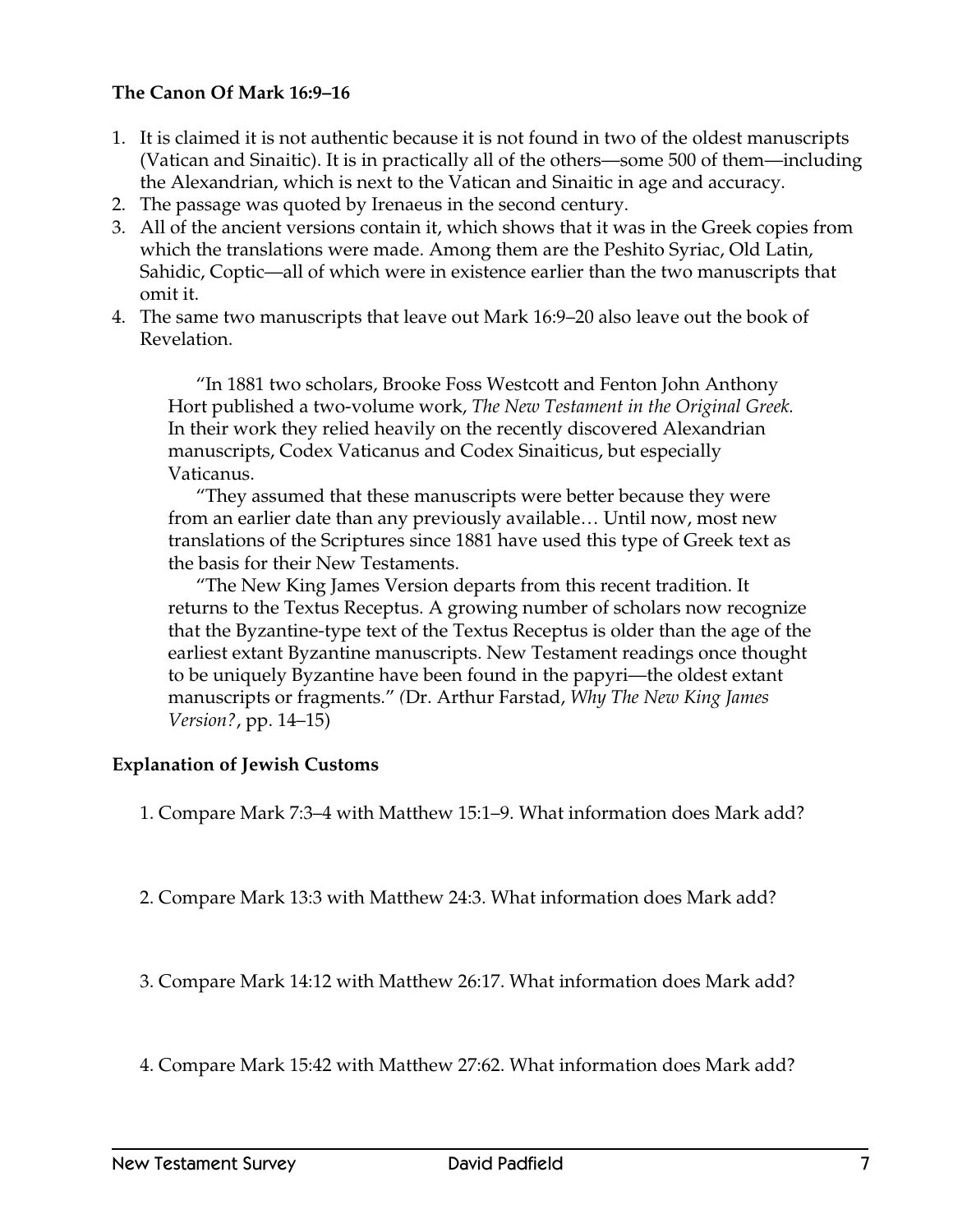### The Canon Of Mark 16:9–16

1. It is claimed it is not authentic because it is not found in two of the oldest manuscripts (Vatican and Sinaitic). It is in practically all of the others—some 500 of them—including the Alexandrian, which is next to the Vatican and Sinaitic in age and accuracy.
2. The passage was quoted by Irenaeus in the second century.
3. All of the ancient versions contain it, which shows that it was in the Greek copies from which the translations were made. Among them are the Peshito Syriac, Old Latin, Sahidic, Coptic—all of which were in existence earlier than the two manuscripts that omit it.
4. The same two manuscripts that leave out Mark 16:9–20 also leave out the book of Revelation.

> "In 1881 two scholars, Brooke Foss Westcott and Fenton John Anthony Hort published a two-volume work, *The New Testament in the Original Greek.* In their work they relied heavily on the recently discovered Alexandrian manuscripts, Codex Vaticanus and Codex Sinaiticus, but especially Vaticanus.
>
> "They assumed that these manuscripts were better because they were from an earlier date than any previously available… Until now, most new translations of the Scriptures since 1881 have used this type of Greek text as the basis for their New Testaments.
>
> "The New King James Version departs from this recent tradition. It returns to the Textus Receptus. A growing number of scholars now recognize that the Byzantine-type text of the Textus Receptus is older than the age of the earliest extant Byzantine manuscripts. New Testament readings once thought to be uniquely Byzantine have been found in the papyri—the oldest extant manuscripts or fragments." (Dr. Arthur Farstad, *Why The New King James Version?*, pp. 14–15)

### Explanation of Jewish Customs

1. Compare Mark 7:3–4 with Matthew 15:1–9. What information does Mark add?

2. Compare Mark 13:3 with Matthew 24:3. What information does Mark add?

3. Compare Mark 14:12 with Matthew 26:17. What information does Mark add?

4. Compare Mark 15:42 with Matthew 27:62. What information does Mark add?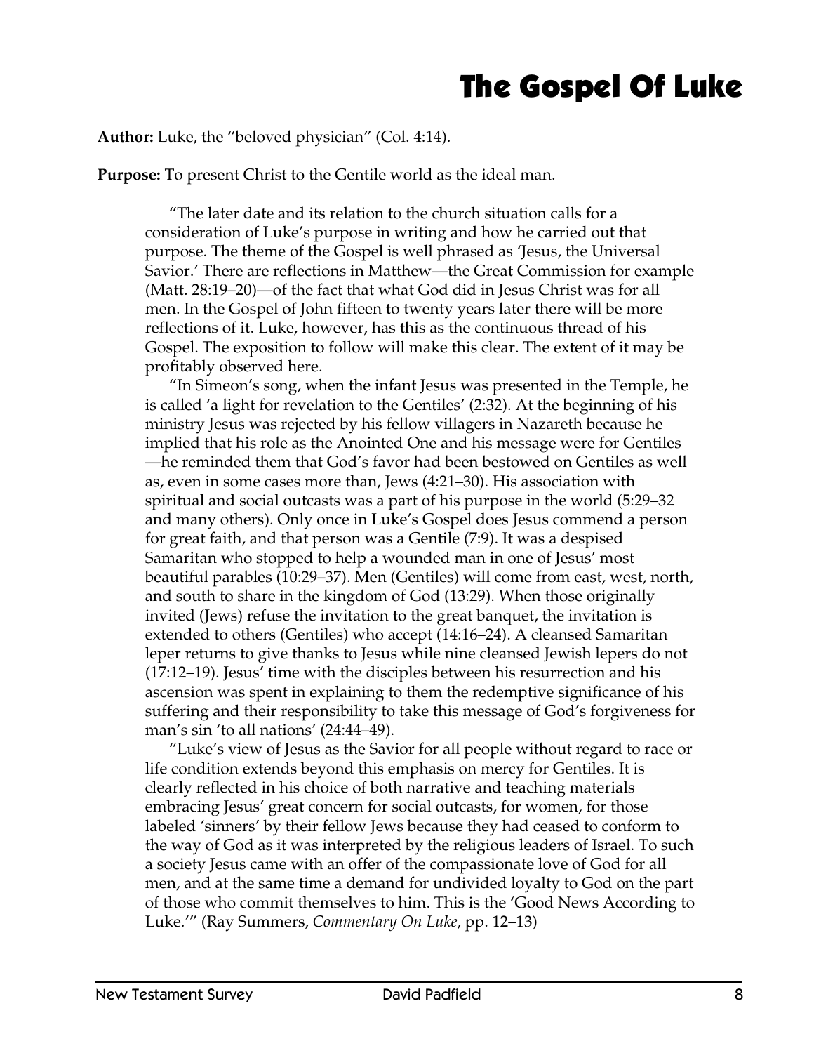# The Gospel Of Luke

**Author:** Luke, the "beloved physician" (Col. 4:14).

**Purpose:** To present Christ to the Gentile world as the ideal man.

> "The later date and its relation to the church situation calls for a consideration of Luke's purpose in writing and how he carried out that purpose. The theme of the Gospel is well phrased as 'Jesus, the Universal Savior.' There are reflections in Matthew—the Great Commission for example (Matt. 28:19–20)—of the fact that what God did in Jesus Christ was for all men. In the Gospel of John fifteen to twenty years later there will be more reflections of it. Luke, however, has this as the continuous thread of his Gospel. The exposition to follow will make this clear. The extent of it may be profitably observed here.
>
> "In Simeon's song, when the infant Jesus was presented in the Temple, he is called 'a light for revelation to the Gentiles' (2:32). At the beginning of his ministry Jesus was rejected by his fellow villagers in Nazareth because he implied that his role as the Anointed One and his message were for Gentiles—he reminded them that God's favor had been bestowed on Gentiles as well as, even in some cases more than, Jews (4:21–30). His association with spiritual and social outcasts was a part of his purpose in the world (5:29–32 and many others). Only once in Luke's Gospel does Jesus commend a person for great faith, and that person was a Gentile (7:9). It was a despised Samaritan who stopped to help a wounded man in one of Jesus' most beautiful parables (10:29–37). Men (Gentiles) will come from east, west, north, and south to share in the kingdom of God (13:29). When those originally invited (Jews) refuse the invitation to the great banquet, the invitation is extended to others (Gentiles) who accept (14:16–24). A cleansed Samaritan leper returns to give thanks to Jesus while nine cleansed Jewish lepers do not (17:12–19). Jesus' time with the disciples between his resurrection and his ascension was spent in explaining to them the redemptive significance of his suffering and their responsibility to take this message of God's forgiveness for man's sin 'to all nations' (24:44–49).
>
> "Luke's view of Jesus as the Savior for all people without regard to race or life condition extends beyond this emphasis on mercy for Gentiles. It is clearly reflected in his choice of both narrative and teaching materials embracing Jesus' great concern for social outcasts, for women, for those labeled 'sinners' by their fellow Jews because they had ceased to conform to the way of God as it was interpreted by the religious leaders of Israel. To such a society Jesus came with an offer of the compassionate love of God for all men, and at the same time a demand for undivided loyalty to God on the part of those who commit themselves to him. This is the 'Good News According to Luke.'" (Ray Summers, *Commentary On Luke*, pp. 12–13)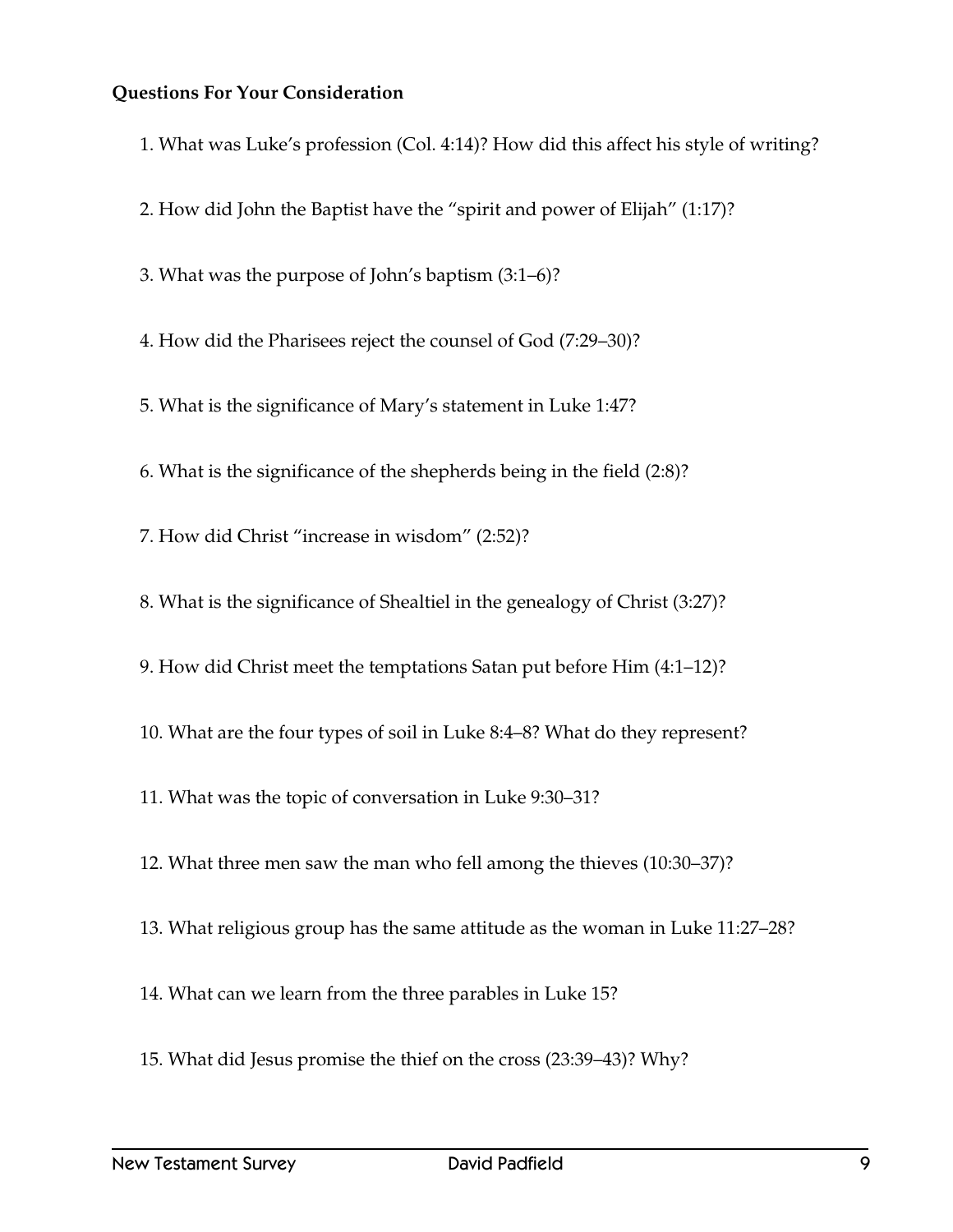**Questions For Your Consideration**

1. What was Luke’s profession (Col. 4:14)? How did this affect his style of writing?

2. How did John the Baptist have the “spirit and power of Elijah” (1:17)?

3. What was the purpose of John’s baptism (3:1–6)?

4. How did the Pharisees reject the counsel of God (7:29–30)?

5. What is the significance of Mary’s statement in Luke 1:47?

6. What is the significance of the shepherds being in the field (2:8)?

7. How did Christ “increase in wisdom” (2:52)?

8. What is the significance of Shealtiel in the genealogy of Christ (3:27)?

9. How did Christ meet the temptations Satan put before Him (4:1–12)?

10. What are the four types of soil in Luke 8:4–8? What do they represent?

11. What was the topic of conversation in Luke 9:30–31?

12. What three men saw the man who fell among the thieves (10:30–37)?

13. What religious group has the same attitude as the woman in Luke 11:27–28?

14. What can we learn from the three parables in Luke 15?

15. What did Jesus promise the thief on the cross (23:39–43)? Why?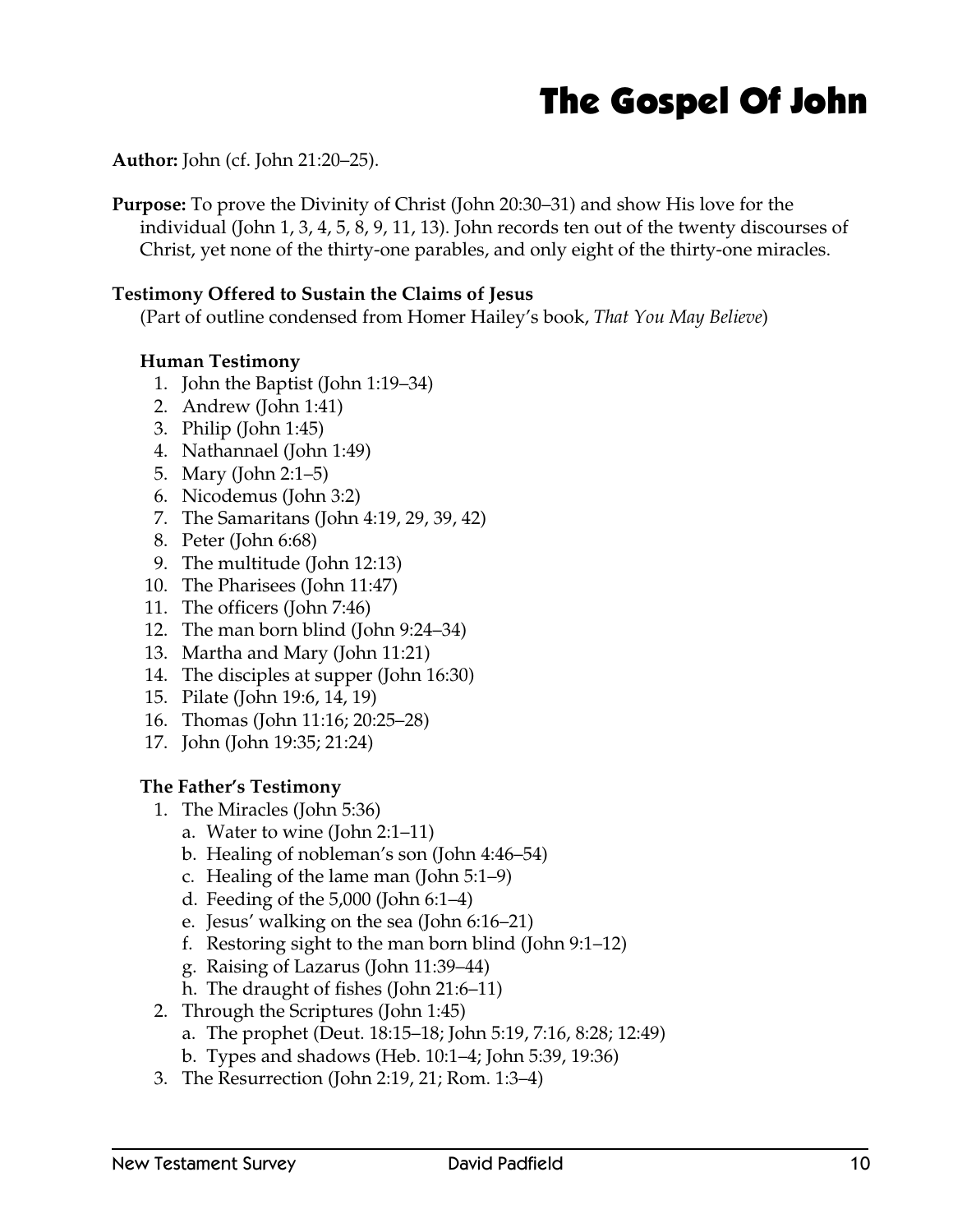# The Gospel Of John

**Author:** John (cf. John 21:20–25).

**Purpose:** To prove the Divinity of Christ (John 20:30–31) and show His love for the individual (John 1, 3, 4, 5, 8, 9, 11, 13). John records ten out of the twenty discourses of Christ, yet none of the thirty-one parables, and only eight of the thirty-one miracles.

### Testimony Offered to Sustain the Claims of Jesus

(Part of outline condensed from Homer Hailey's book, *That You May Believe*)

#### Human Testimony

1. John the Baptist (John 1:19–34)
2. Andrew (John 1:41)
3. Philip (John 1:45)
4. Nathannael (John 1:49)
5. Mary (John 2:1–5)
6. Nicodemus (John 3:2)
7. The Samaritans (John 4:19, 29, 39, 42)
8. Peter (John 6:68)
9. The multitude (John 12:13)
10. The Pharisees (John 11:47)
11. The officers (John 7:46)
12. The man born blind (John 9:24–34)
13. Martha and Mary (John 11:21)
14. The disciples at supper (John 16:30)
15. Pilate (John 19:6, 14, 19)
16. Thomas (John 11:16; 20:25–28)
17. John (John 19:35; 21:24)

#### The Father's Testimony

1. The Miracles (John 5:36)
   a. Water to wine (John 2:1–11)
   b. Healing of nobleman's son (John 4:46–54)
   c. Healing of the lame man (John 5:1–9)
   d. Feeding of the 5,000 (John 6:1–4)
   e. Jesus' walking on the sea (John 6:16–21)
   f. Restoring sight to the man born blind (John 9:1–12)
   g. Raising of Lazarus (John 11:39–44)
   h. The draught of fishes (John 21:6–11)
2. Through the Scriptures (John 1:45)
   a. The prophet (Deut. 18:15–18; John 5:19, 7:16, 8:28; 12:49)
   b. Types and shadows (Heb. 10:1–4; John 5:39, 19:36)
3. The Resurrection (John 2:19, 21; Rom. 1:3–4)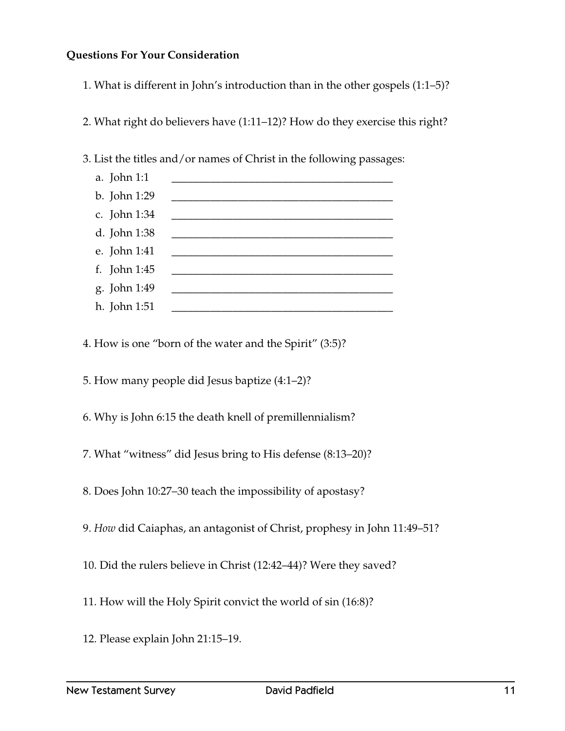**Questions For Your Consideration**

1. What is different in John's introduction than in the other gospels (1:1–5)?

2. What right do believers have (1:11–12)? How do they exercise this right?

3. List the titles and/or names of Christ in the following passages:
   a. John 1:1 \_\_\_\_\_\_\_\_\_\_\_\_\_\_\_\_\_\_\_\_\_\_\_\_\_\_\_\_\_\_\_\_\_\_\_\_\_\_\_\_
   b. John 1:29 \_\_\_\_\_\_\_\_\_\_\_\_\_\_\_\_\_\_\_\_\_\_\_\_\_\_\_\_\_\_\_\_\_\_\_\_\_\_\_\_
   c. John 1:34 \_\_\_\_\_\_\_\_\_\_\_\_\_\_\_\_\_\_\_\_\_\_\_\_\_\_\_\_\_\_\_\_\_\_\_\_\_\_\_\_
   d. John 1:38 \_\_\_\_\_\_\_\_\_\_\_\_\_\_\_\_\_\_\_\_\_\_\_\_\_\_\_\_\_\_\_\_\_\_\_\_\_\_\_\_
   e. John 1:41 \_\_\_\_\_\_\_\_\_\_\_\_\_\_\_\_\_\_\_\_\_\_\_\_\_\_\_\_\_\_\_\_\_\_\_\_\_\_\_\_
   f. John 1:45 \_\_\_\_\_\_\_\_\_\_\_\_\_\_\_\_\_\_\_\_\_\_\_\_\_\_\_\_\_\_\_\_\_\_\_\_\_\_\_\_
   g. John 1:49 \_\_\_\_\_\_\_\_\_\_\_\_\_\_\_\_\_\_\_\_\_\_\_\_\_\_\_\_\_\_\_\_\_\_\_\_\_\_\_\_
   h. John 1:51 \_\_\_\_\_\_\_\_\_\_\_\_\_\_\_\_\_\_\_\_\_\_\_\_\_\_\_\_\_\_\_\_\_\_\_\_\_\_\_\_

4. How is one "born of the water and the Spirit" (3:5)?

5. How many people did Jesus baptize (4:1–2)?

6. Why is John 6:15 the death knell of premillennialism?

7. What "witness" did Jesus bring to His defense (8:13–20)?

8. Does John 10:27–30 teach the impossibility of apostasy?

9. *How* did Caiaphas, an antagonist of Christ, prophesy in John 11:49–51?

10. Did the rulers believe in Christ (12:42–44)? Were they saved?

11. How will the Holy Spirit convict the world of sin (16:8)?

12. Please explain John 21:15–19.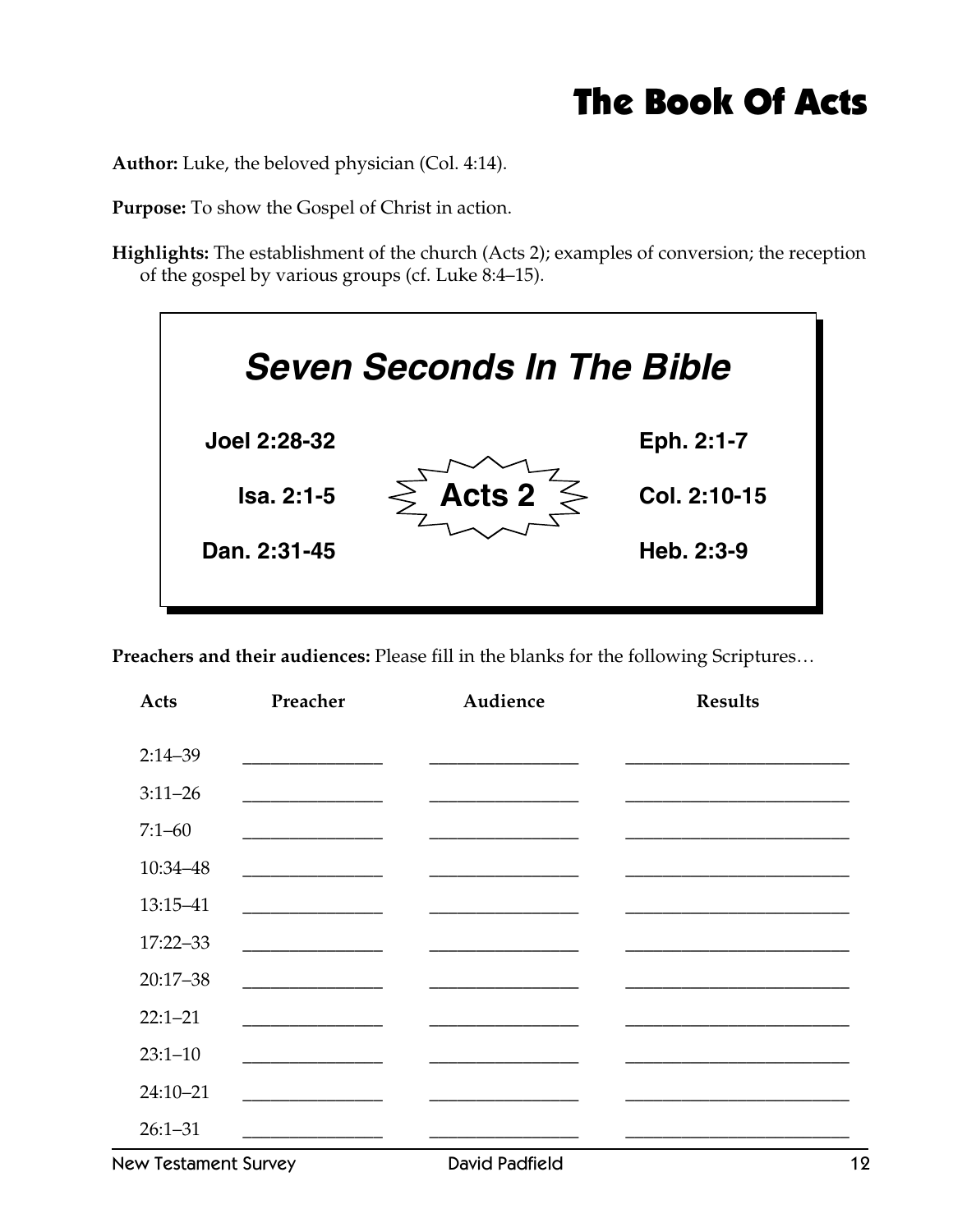# The Book Of Acts

**Author:** Luke, the beloved physician (Col. 4:14).

**Purpose:** To show the Gospel of Christ in action.

**Highlights:** The establishment of the church (Acts 2); examples of conversion; the reception of the gospel by various groups (cf. Luke 8:4–15).

## *Seven Seconds In The Bible*

| | | |
|---|---|---|
| **Joel 2:28-32** | | **Eph. 2:1-7** |
| **Isa. 2:1-5** | **Acts 2** | **Col. 2:10-15** |
| **Dan. 2:31-45** | | **Heb. 2:3-9** |

**Preachers and their audiences:** Please fill in the blanks for the following Scriptures…

| Acts | Preacher | Audience | Results |
|---|---|---|---|
| 2:14–39 | ______________ | ______________ | ______________________ |
| 3:11–26 | ______________ | ______________ | ______________________ |
| 7:1–60 | ______________ | ______________ | ______________________ |
| 10:34–48 | ______________ | ______________ | ______________________ |
| 13:15–41 | ______________ | ______________ | ______________________ |
| 17:22–33 | ______________ | ______________ | ______________________ |
| 20:17–38 | ______________ | ______________ | ______________________ |
| 22:1–21 | ______________ | ______________ | ______________________ |
| 23:1–10 | ______________ | ______________ | ______________________ |
| 24:10–21 | ______________ | ______________ | ______________________ |
| 26:1–31 | ______________ | ______________ | ______________________ |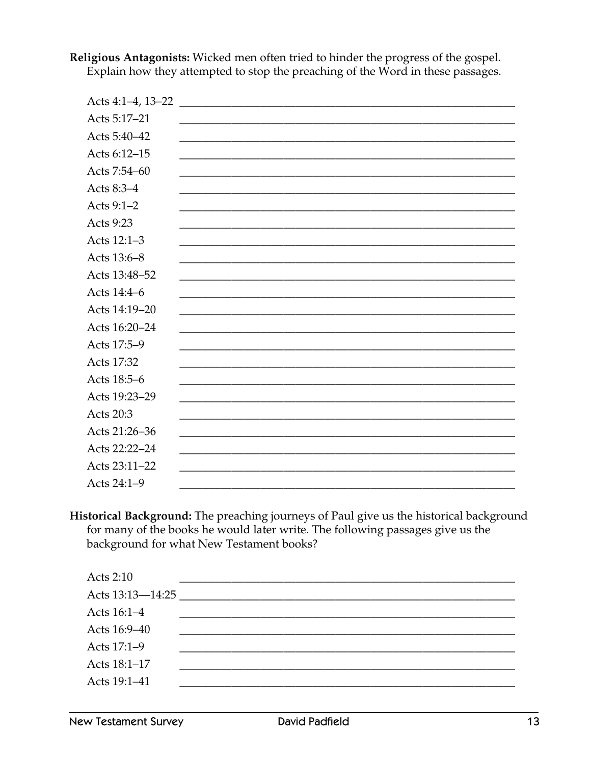**Religious Antagonists:** Wicked men often tried to hinder the progress of the gospel. Explain how they attempted to stop the preaching of the Word in these passages.

Acts 4:1–4, 13–22 ____________________

Acts 5:17–21 ____________________

Acts 5:40–42 ____________________

Acts 6:12–15 ____________________

Acts 7:54–60 ____________________

Acts 8:3–4 ____________________

Acts 9:1–2 ____________________

Acts 9:23 ____________________

Acts 12:1–3 ____________________

Acts 13:6–8 ____________________

Acts 13:48–52 ____________________

Acts 14:4–6 ____________________

Acts 14:19–20 ____________________

Acts 16:20–24 ____________________

Acts 17:5–9 ____________________

Acts 17:32 ____________________

Acts 18:5–6 ____________________

Acts 19:23–29 ____________________

Acts 20:3 ____________________

Acts 21:26–36 ____________________

Acts 22:22–24 ____________________

Acts 23:11–22 ____________________

Acts 24:1–9 ____________________

**Historical Background:** The preaching journeys of Paul give us the historical background for many of the books he would later write. The following passages give us the background for what New Testament books?

Acts 2:10 ____________________

Acts 13:13—14:25 ____________________

Acts 16:1–4 ____________________

Acts 16:9–40 ____________________

Acts 17:1–9 ____________________

Acts 18:1–17 ____________________

Acts 19:1–41 ____________________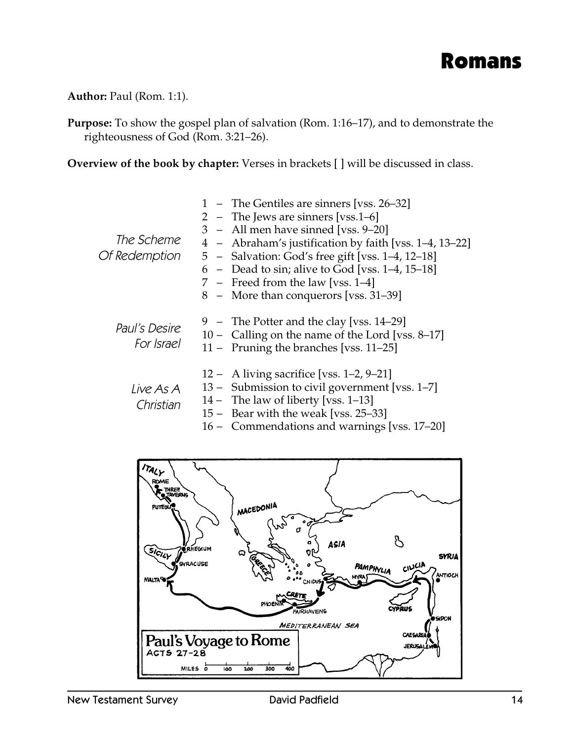# Romans

**Author:** Paul (Rom. 1:1).

**Purpose:** To show the gospel plan of salvation (Rom. 1:16–17), and to demonstrate the righteousness of God (Rom. 3:21–26).

**Overview of the book by chapter:** Verses in brackets [ ] will be discussed in class.

*The Scheme Of Redemption*

1 – The Gentiles are sinners [vss. 26–32]
2 – The Jews are sinners [vss.1–6]
3 – All men have sinned [vss. 9–20]
4 – Abraham's justification by faith [vss. 1–4, 13–22]
5 – Salvation: God's free gift [vss. 1–4, 12–18]
6 – Dead to sin; alive to God [vss. 1–4, 15–18]
7 – Freed from the law [vss. 1–4]
8 – More than conquerors [vss. 31–39]

*Paul's Desire For Israel*

9 – The Potter and the clay [vss. 14–29]
10 – Calling on the name of the Lord [vss. 8–17]
11 – Pruning the branches [vss. 11–25]

*Live As A Christian*

12 – A living sacrifice [vss. 1–2, 9–21]
13 – Submission to civil government [vss. 1–7]
14 – The law of liberty [vss. 1–13]
15 – Bear with the weak [vss. 25–33]
16 – Commendations and warnings [vss. 17–20]

Paul's Voyage to Rome
ACTS 27–28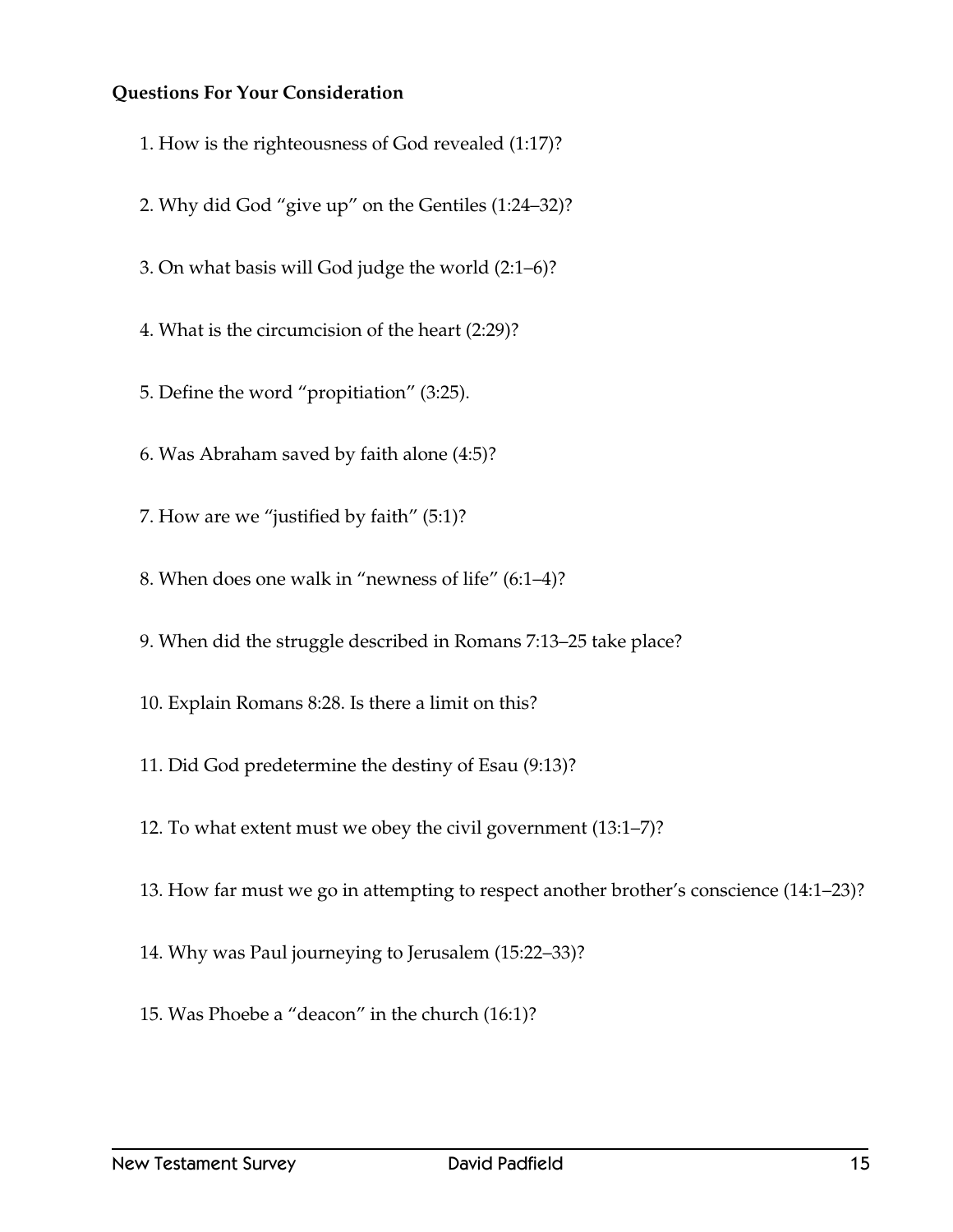**Questions For Your Consideration**

1. How is the righteousness of God revealed (1:17)?

2. Why did God “give up” on the Gentiles (1:24–32)?

3. On what basis will God judge the world (2:1–6)?

4. What is the circumcision of the heart (2:29)?

5. Define the word “propitiation” (3:25).

6. Was Abraham saved by faith alone (4:5)?

7. How are we “justified by faith” (5:1)?

8. When does one walk in “newness of life” (6:1–4)?

9. When did the struggle described in Romans 7:13–25 take place?

10. Explain Romans 8:28. Is there a limit on this?

11. Did God predetermine the destiny of Esau (9:13)?

12. To what extent must we obey the civil government (13:1–7)?

13. How far must we go in attempting to respect another brother’s conscience (14:1–23)?

14. Why was Paul journeying to Jerusalem (15:22–33)?

15. Was Phoebe a “deacon” in the church (16:1)?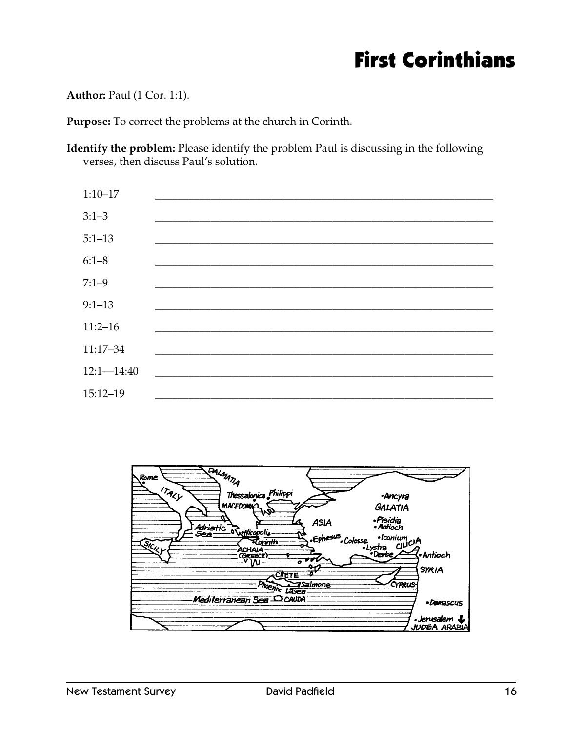# First Corinthians

**Author:** Paul (1 Cor. 1:1).

**Purpose:** To correct the problems at the church in Corinth.

**Identify the problem:** Please identify the problem Paul is discussing in the following verses, then discuss Paul's solution.

1:10–17 \_\_\_\_\_\_\_\_\_\_\_\_\_\_\_\_\_\_\_\_\_\_\_\_\_\_\_\_\_\_\_\_\_\_\_\_\_\_\_\_\_\_\_\_\_\_\_\_

3:1–3 \_\_\_\_\_\_\_\_\_\_\_\_\_\_\_\_\_\_\_\_\_\_\_\_\_\_\_\_\_\_\_\_\_\_\_\_\_\_\_\_\_\_\_\_\_\_\_\_

5:1–13 \_\_\_\_\_\_\_\_\_\_\_\_\_\_\_\_\_\_\_\_\_\_\_\_\_\_\_\_\_\_\_\_\_\_\_\_\_\_\_\_\_\_\_\_\_\_\_\_

6:1–8 \_\_\_\_\_\_\_\_\_\_\_\_\_\_\_\_\_\_\_\_\_\_\_\_\_\_\_\_\_\_\_\_\_\_\_\_\_\_\_\_\_\_\_\_\_\_\_\_

7:1–9 \_\_\_\_\_\_\_\_\_\_\_\_\_\_\_\_\_\_\_\_\_\_\_\_\_\_\_\_\_\_\_\_\_\_\_\_\_\_\_\_\_\_\_\_\_\_\_\_

9:1–13 \_\_\_\_\_\_\_\_\_\_\_\_\_\_\_\_\_\_\_\_\_\_\_\_\_\_\_\_\_\_\_\_\_\_\_\_\_\_\_\_\_\_\_\_\_\_\_\_

11:2–16 \_\_\_\_\_\_\_\_\_\_\_\_\_\_\_\_\_\_\_\_\_\_\_\_\_\_\_\_\_\_\_\_\_\_\_\_\_\_\_\_\_\_\_\_\_\_\_\_

11:17–34 \_\_\_\_\_\_\_\_\_\_\_\_\_\_\_\_\_\_\_\_\_\_\_\_\_\_\_\_\_\_\_\_\_\_\_\_\_\_\_\_\_\_\_\_\_\_\_\_

12:1—14:40 \_\_\_\_\_\_\_\_\_\_\_\_\_\_\_\_\_\_\_\_\_\_\_\_\_\_\_\_\_\_\_\_\_\_\_\_\_\_\_\_\_\_\_\_\_\_\_\_

15:12–19 \_\_\_\_\_\_\_\_\_\_\_\_\_\_\_\_\_\_\_\_\_\_\_\_\_\_\_\_\_\_\_\_\_\_\_\_\_\_\_\_\_\_\_\_\_\_\_\_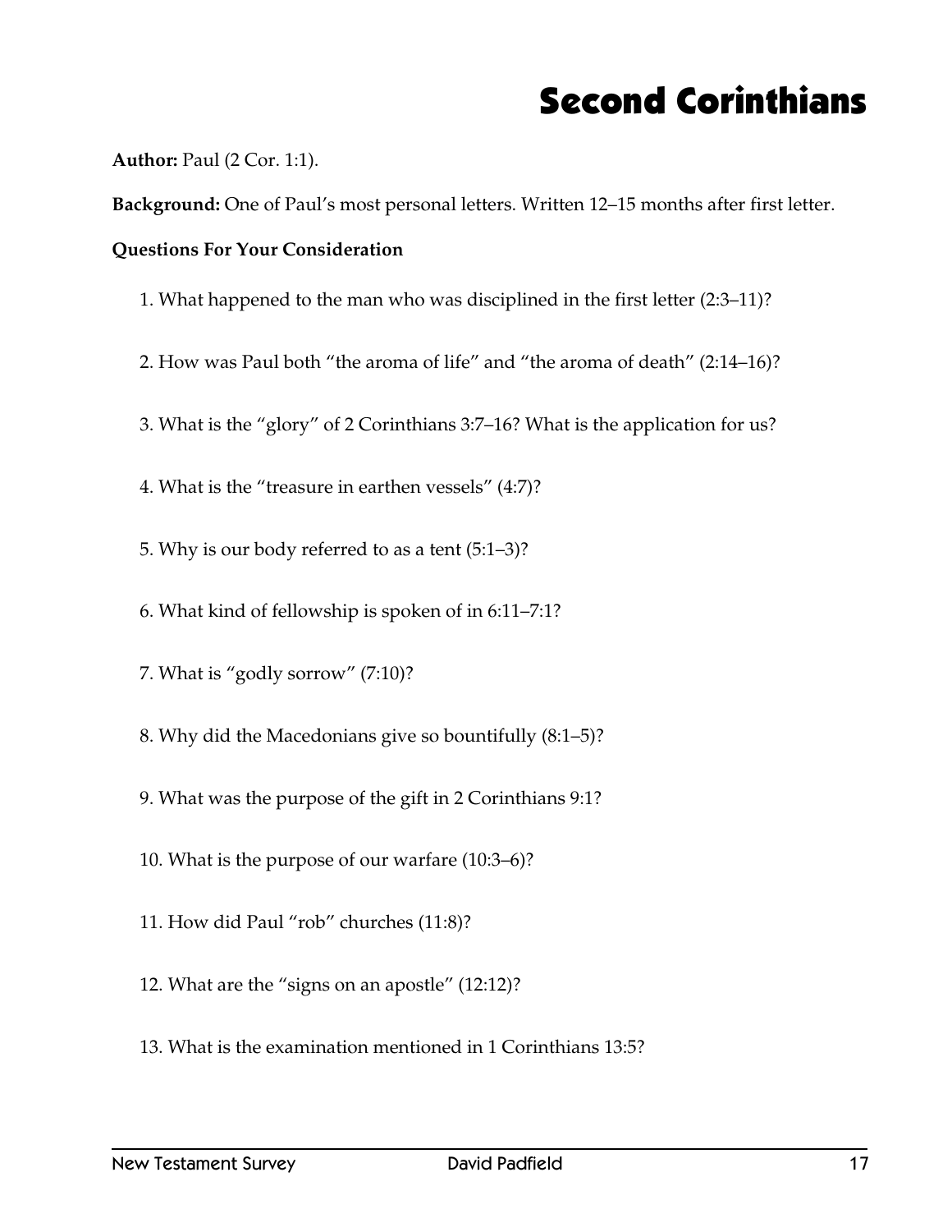# Second Corinthians

**Author:** Paul (2 Cor. 1:1).

**Background:** One of Paul's most personal letters. Written 12–15 months after first letter.

**Questions For Your Consideration**

1. What happened to the man who was disciplined in the first letter (2:3–11)?

2. How was Paul both "the aroma of life" and "the aroma of death" (2:14–16)?

3. What is the "glory" of 2 Corinthians 3:7–16? What is the application for us?

4. What is the "treasure in earthen vessels" (4:7)?

5. Why is our body referred to as a tent (5:1–3)?

6. What kind of fellowship is spoken of in 6:11–7:1?

7. What is "godly sorrow" (7:10)?

8. Why did the Macedonians give so bountifully (8:1–5)?

9. What was the purpose of the gift in 2 Corinthians 9:1?

10. What is the purpose of our warfare (10:3–6)?

11. How did Paul "rob" churches (11:8)?

12. What are the "signs on an apostle" (12:12)?

13. What is the examination mentioned in 1 Corinthians 13:5?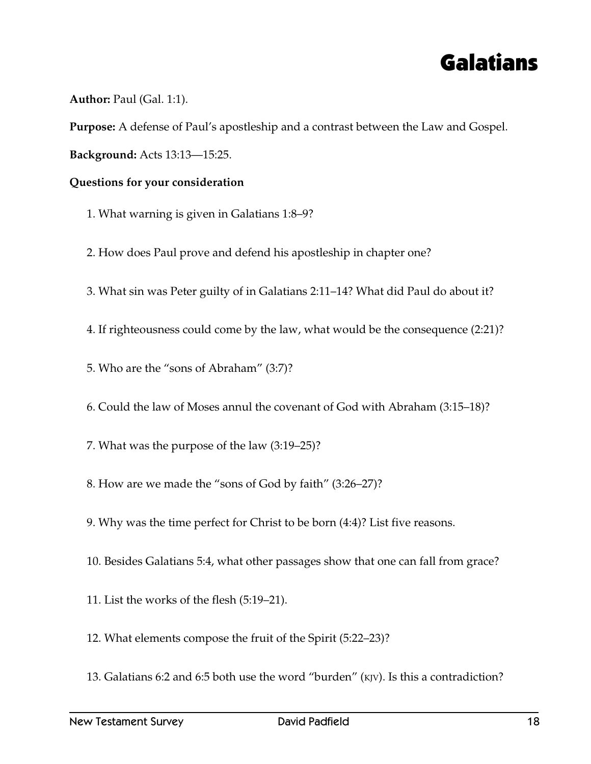# Galatians

**Author:** Paul (Gal. 1:1).

**Purpose:** A defense of Paul's apostleship and a contrast between the Law and Gospel.

**Background:** Acts 13:13—15:25.

**Questions for your consideration**

1. What warning is given in Galatians 1:8–9?

2. How does Paul prove and defend his apostleship in chapter one?

3. What sin was Peter guilty of in Galatians 2:11–14? What did Paul do about it?

4. If righteousness could come by the law, what would be the consequence (2:21)?

5. Who are the "sons of Abraham" (3:7)?

6. Could the law of Moses annul the covenant of God with Abraham (3:15–18)?

7. What was the purpose of the law (3:19–25)?

8. How are we made the "sons of God by faith" (3:26–27)?

9. Why was the time perfect for Christ to be born (4:4)? List five reasons.

10. Besides Galatians 5:4, what other passages show that one can fall from grace?

11. List the works of the flesh (5:19–21).

12. What elements compose the fruit of the Spirit (5:22–23)?

13. Galatians 6:2 and 6:5 both use the word "burden" (KJV). Is this a contradiction?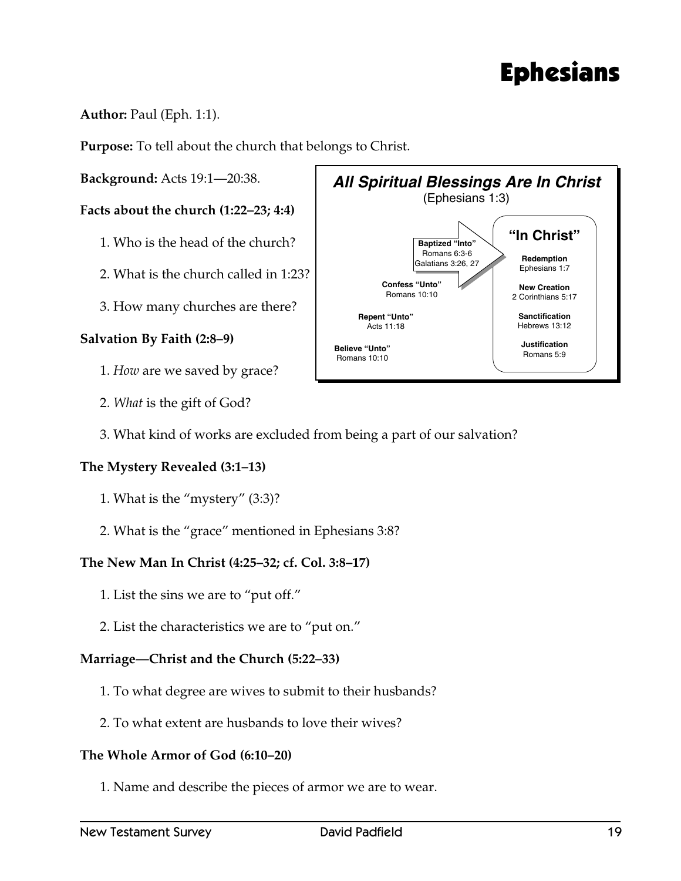# Ephesians

**Author:** Paul (Eph. 1:1).

**Purpose:** To tell about the church that belongs to Christ.

**Background:** Acts 19:1—20:38.

**All Spiritual Blessings Are In Christ**
(Ephesians 1:3)

**Believe "Unto"**
Romans 10:10

**Repent "Unto"**
Acts 11:18

**Confess "Unto"**
Romans 10:10

**Baptized "Into"**
Romans 6:3-6
Galatians 3:26, 27

**"In Christ"**

**Redemption**
Ephesians 1:7

**New Creation**
2 Corinthians 5:17

**Sanctification**
Hebrews 13:12

**Justification**
Romans 5:9

**Facts about the church (1:22–23; 4:4)**

1. Who is the head of the church?

2. What is the church called in 1:23?

3. How many churches are there?

**Salvation By Faith (2:8–9)**

1. *How* are we saved by grace?

2. *What* is the gift of God?

3. What kind of works are excluded from being a part of our salvation?

**The Mystery Revealed (3:1–13)**

1. What is the "mystery" (3:3)?

2. What is the "grace" mentioned in Ephesians 3:8?

**The New Man In Christ (4:25–32; cf. Col. 3:8–17)**

1. List the sins we are to "put off."

2. List the characteristics we are to "put on."

**Marriage—Christ and the Church (5:22–33)**

1. To what degree are wives to submit to their husbands?

2. To what extent are husbands to love their wives?

**The Whole Armor of God (6:10–20)**

1. Name and describe the pieces of armor we are to wear.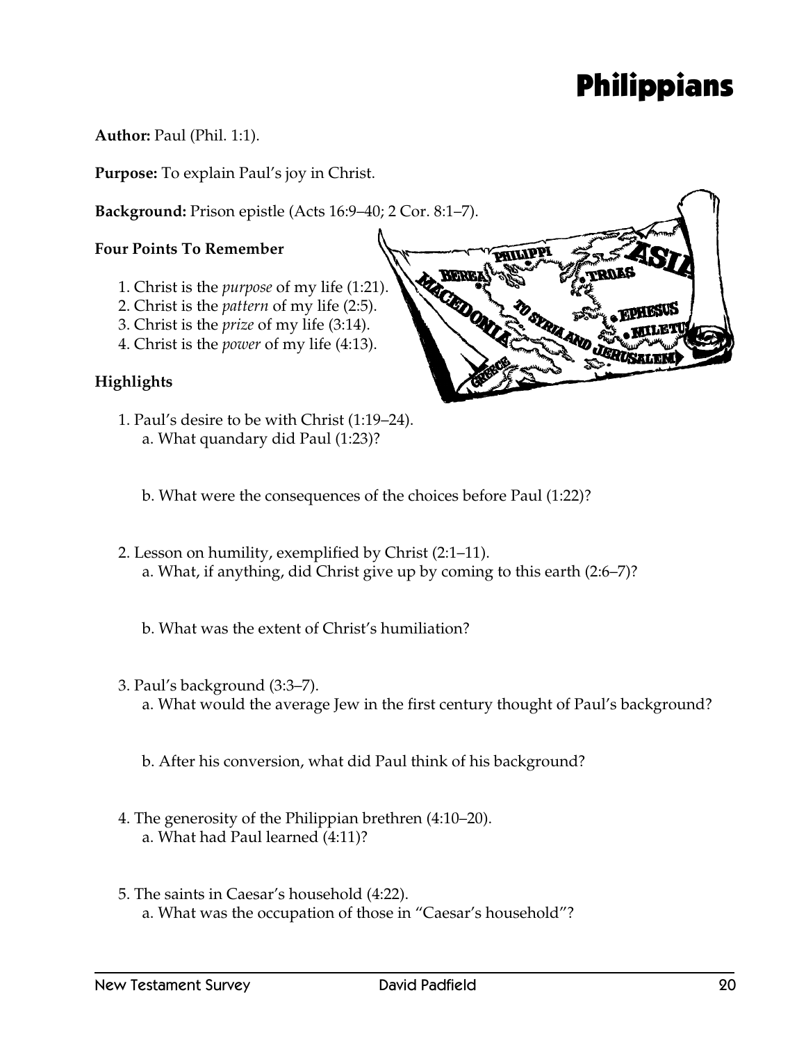# Philippians

**Author:** Paul (Phil. 1:1).

**Purpose:** To explain Paul's joy in Christ.

**Background:** Prison epistle (Acts 16:9–40; 2 Cor. 8:1–7).

### Four Points To Remember

1. Christ is the *purpose* of my life (1:21).
2. Christ is the *pattern* of my life (2:5).
3. Christ is the *prize* of my life (3:14).
4. Christ is the *power* of my life (4:13).

### Highlights

1. Paul's desire to be with Christ (1:19–24).
    a. What quandary did Paul (1:23)?

    b. What were the consequences of the choices before Paul (1:22)?

2. Lesson on humility, exemplified by Christ (2:1–11).
    a. What, if anything, did Christ give up by coming to this earth (2:6–7)?

    b. What was the extent of Christ's humiliation?

3. Paul's background (3:3–7).
    a. What would the average Jew in the first century thought of Paul's background?

    b. After his conversion, what did Paul think of his background?

4. The generosity of the Philippian brethren (4:10–20).
    a. What had Paul learned (4:11)?

5. The saints in Caesar's household (4:22).
    a. What was the occupation of those in "Caesar's household"?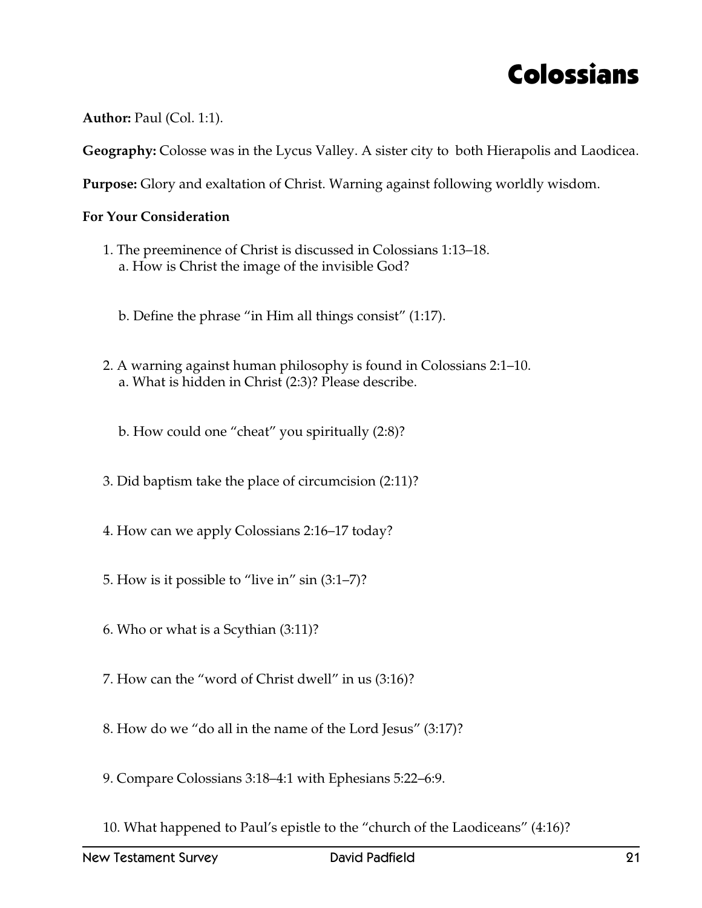# Colossians

**Author:** Paul (Col. 1:1).

**Geography:** Colosse was in the Lycus Valley. A sister city to both Hierapolis and Laodicea.

**Purpose:** Glory and exaltation of Christ. Warning against following worldly wisdom.

**For Your Consideration**

1. The preeminence of Christ is discussed in Colossians 1:13–18.
   a. How is Christ the image of the invisible God?

   b. Define the phrase "in Him all things consist" (1:17).

2. A warning against human philosophy is found in Colossians 2:1–10.
   a. What is hidden in Christ (2:3)? Please describe.

   b. How could one "cheat" you spiritually (2:8)?

3. Did baptism take the place of circumcision (2:11)?

4. How can we apply Colossians 2:16–17 today?

5. How is it possible to "live in" sin (3:1–7)?

6. Who or what is a Scythian (3:11)?

7. How can the "word of Christ dwell" in us (3:16)?

8. How do we "do all in the name of the Lord Jesus" (3:17)?

9. Compare Colossians 3:18–4:1 with Ephesians 5:22–6:9.

10. What happened to Paul's epistle to the "church of the Laodiceans" (4:16)?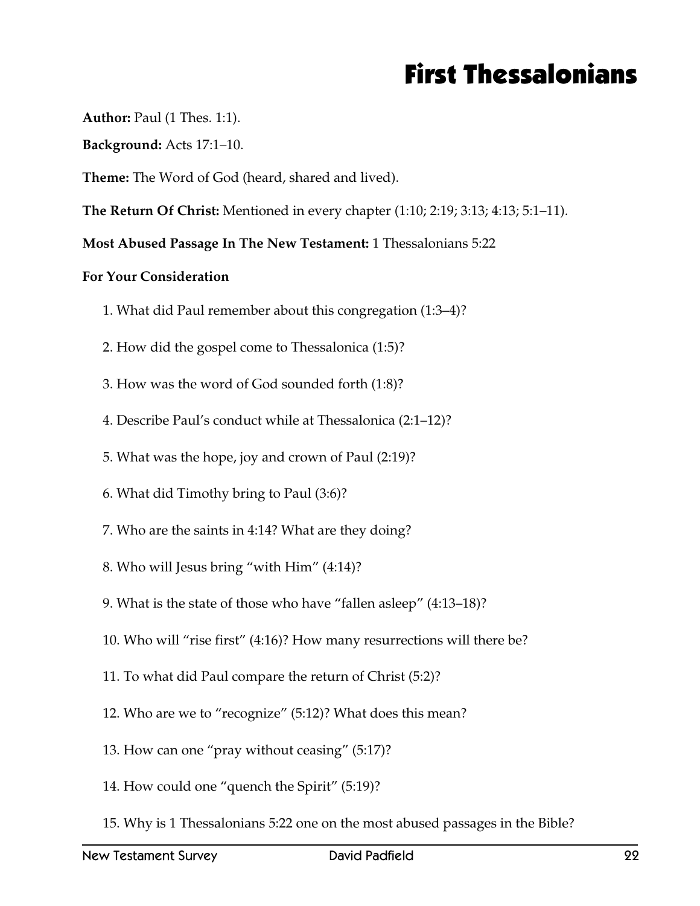# First Thessalonians

**Author:** Paul (1 Thes. 1:1).

**Background:** Acts 17:1–10.

**Theme:** The Word of God (heard, shared and lived).

**The Return Of Christ:** Mentioned in every chapter (1:10; 2:19; 3:13; 4:13; 5:1–11).

**Most Abused Passage In The New Testament:** 1 Thessalonians 5:22

**For Your Consideration**

1. What did Paul remember about this congregation (1:3–4)?
2. How did the gospel come to Thessalonica (1:5)?
3. How was the word of God sounded forth (1:8)?
4. Describe Paul's conduct while at Thessalonica (2:1–12)?
5. What was the hope, joy and crown of Paul (2:19)?
6. What did Timothy bring to Paul (3:6)?
7. Who are the saints in 4:14? What are they doing?
8. Who will Jesus bring "with Him" (4:14)?
9. What is the state of those who have "fallen asleep" (4:13–18)?
10. Who will "rise first" (4:16)? How many resurrections will there be?
11. To what did Paul compare the return of Christ (5:2)?
12. Who are we to "recognize" (5:12)? What does this mean?
13. How can one "pray without ceasing" (5:17)?
14. How could one "quench the Spirit" (5:19)?
15. Why is 1 Thessalonians 5:22 one on the most abused passages in the Bible?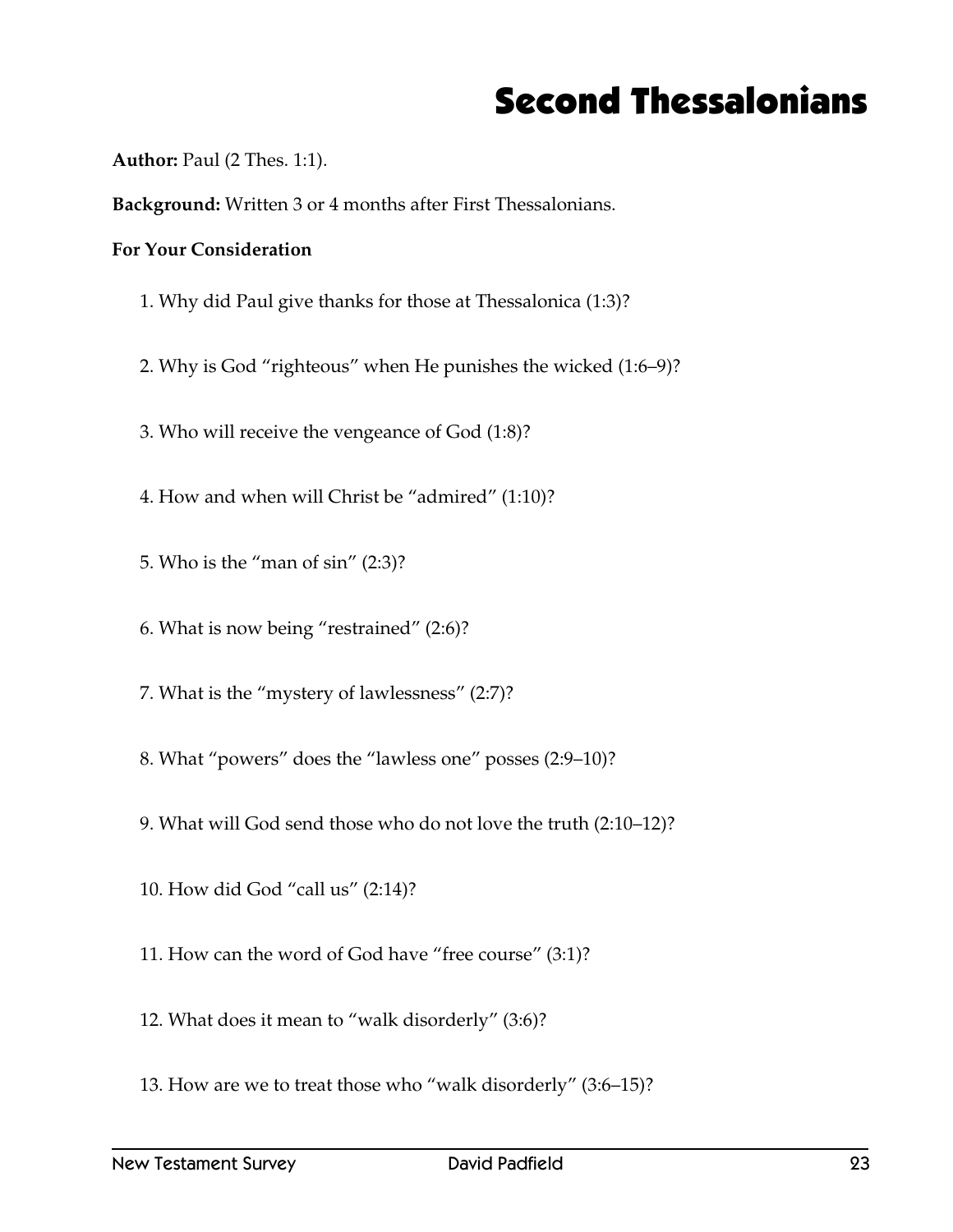# Second Thessalonians

**Author:** Paul (2 Thes. 1:1).

**Background:** Written 3 or 4 months after First Thessalonians.

**For Your Consideration**

1. Why did Paul give thanks for those at Thessalonica (1:3)?
2. Why is God "righteous" when He punishes the wicked (1:6–9)?
3. Who will receive the vengeance of God (1:8)?
4. How and when will Christ be "admired" (1:10)?
5. Who is the "man of sin" (2:3)?
6. What is now being "restrained" (2:6)?
7. What is the "mystery of lawlessness" (2:7)?
8. What "powers" does the "lawless one" posses (2:9–10)?
9. What will God send those who do not love the truth (2:10–12)?
10. How did God "call us" (2:14)?
11. How can the word of God have "free course" (3:1)?
12. What does it mean to "walk disorderly" (3:6)?
13. How are we to treat those who "walk disorderly" (3:6–15)?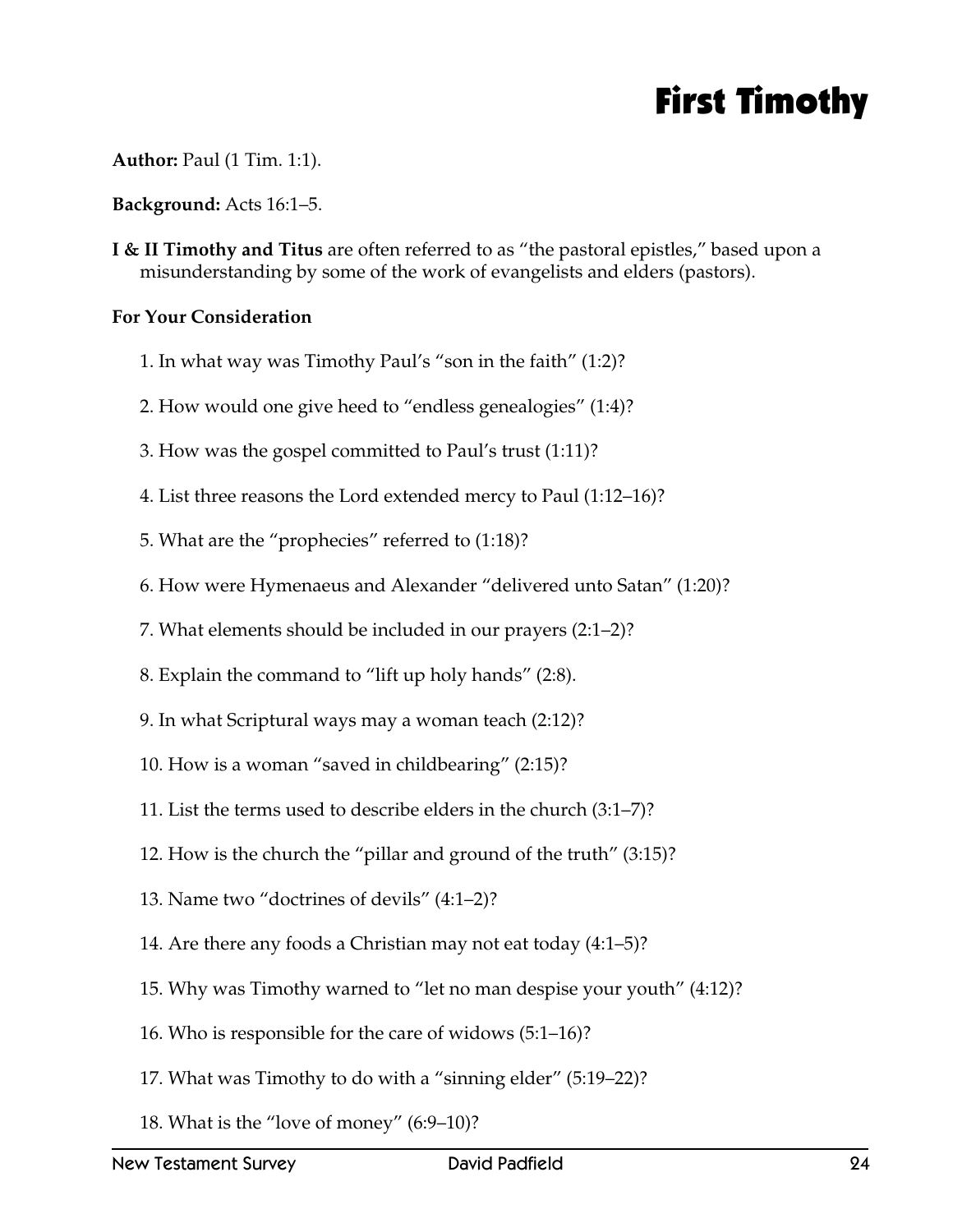# First Timothy

**Author:** Paul (1 Tim. 1:1).

**Background:** Acts 16:1–5.

**I & II Timothy and Titus** are often referred to as "the pastoral epistles," based upon a misunderstanding by some of the work of evangelists and elders (pastors).

**For Your Consideration**

1. In what way was Timothy Paul's "son in the faith" (1:2)?
2. How would one give heed to "endless genealogies" (1:4)?
3. How was the gospel committed to Paul's trust (1:11)?
4. List three reasons the Lord extended mercy to Paul (1:12–16)?
5. What are the "prophecies" referred to (1:18)?
6. How were Hymenaeus and Alexander "delivered unto Satan" (1:20)?
7. What elements should be included in our prayers (2:1–2)?
8. Explain the command to "lift up holy hands" (2:8).
9. In what Scriptural ways may a woman teach (2:12)?
10. How is a woman "saved in childbearing" (2:15)?
11. List the terms used to describe elders in the church (3:1–7)?
12. How is the church the "pillar and ground of the truth" (3:15)?
13. Name two "doctrines of devils" (4:1–2)?
14. Are there any foods a Christian may not eat today (4:1–5)?
15. Why was Timothy warned to "let no man despise your youth" (4:12)?
16. Who is responsible for the care of widows (5:1–16)?
17. What was Timothy to do with a "sinning elder" (5:19–22)?
18. What is the "love of money" (6:9–10)?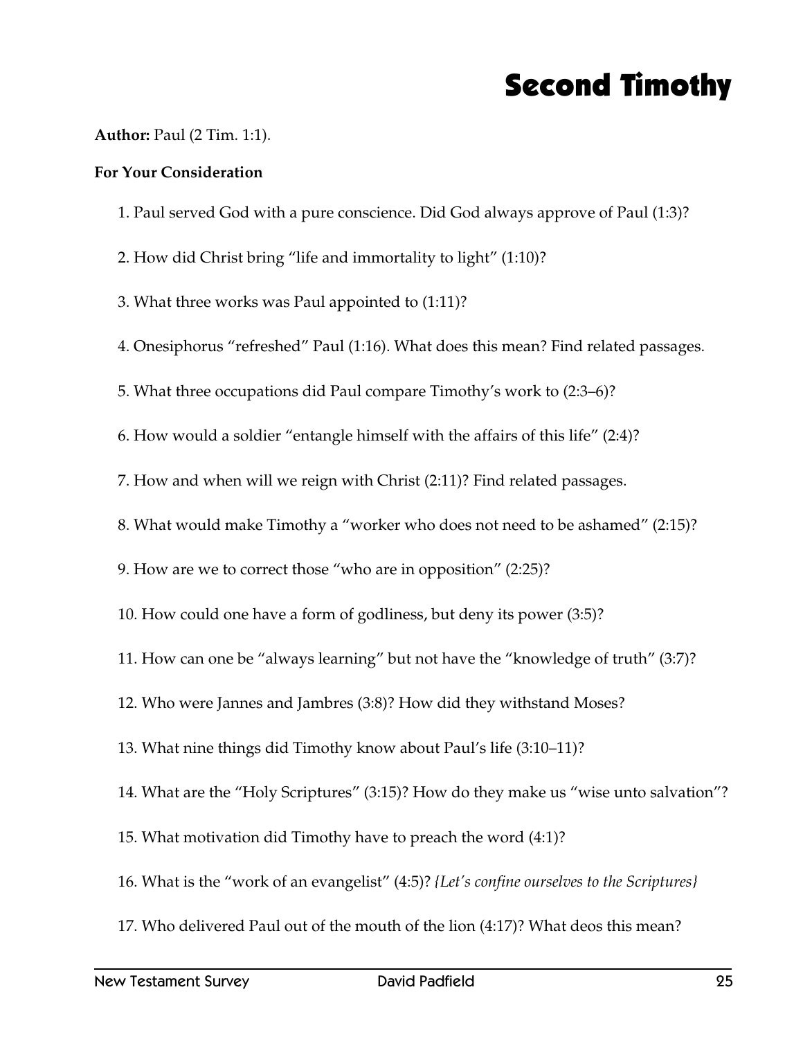# Second Timothy

**Author:** Paul (2 Tim. 1:1).

**For Your Consideration**

1. Paul served God with a pure conscience. Did God always approve of Paul (1:3)?

2. How did Christ bring "life and immortality to light" (1:10)?

3. What three works was Paul appointed to (1:11)?

4. Onesiphorus "refreshed" Paul (1:16). What does this mean? Find related passages.

5. What three occupations did Paul compare Timothy's work to (2:3–6)?

6. How would a soldier "entangle himself with the affairs of this life" (2:4)?

7. How and when will we reign with Christ (2:11)? Find related passages.

8. What would make Timothy a "worker who does not need to be ashamed" (2:15)?

9. How are we to correct those "who are in opposition" (2:25)?

10. How could one have a form of godliness, but deny its power (3:5)?

11. How can one be "always learning" but not have the "knowledge of truth" (3:7)?

12. Who were Jannes and Jambres (3:8)? How did they withstand Moses?

13. What nine things did Timothy know about Paul's life (3:10–11)?

14. What are the "Holy Scriptures" (3:15)? How do they make us "wise unto salvation"?

15. What motivation did Timothy have to preach the word (4:1)?

16. What is the "work of an evangelist" (4:5)? *{Let's confine ourselves to the Scriptures}*

17. Who delivered Paul out of the mouth of the lion (4:17)? What deos this mean?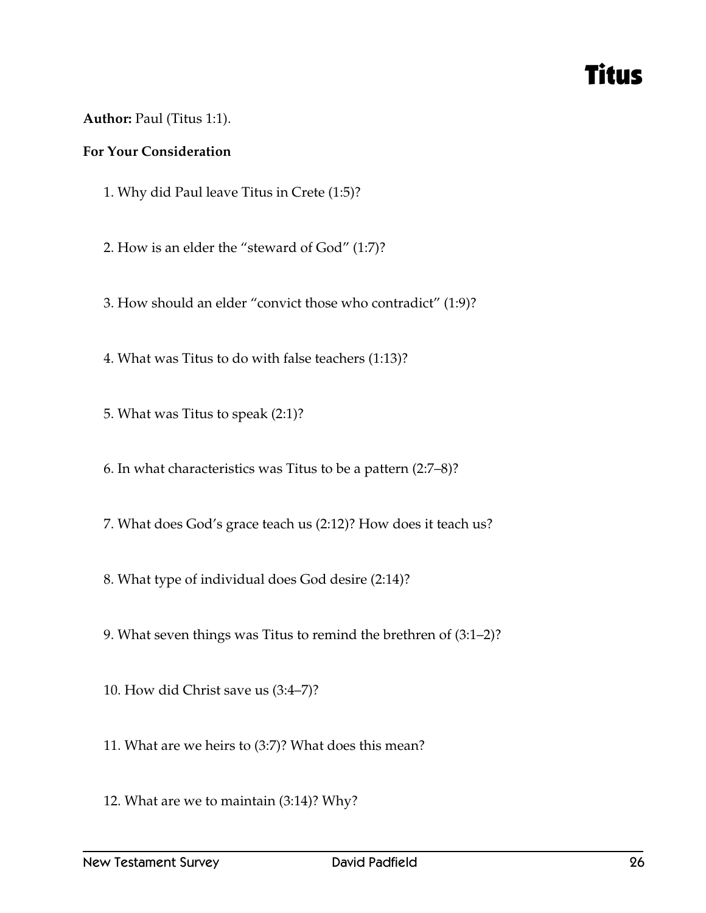# Titus

**Author:** Paul (Titus 1:1).

**For Your Consideration**

1. Why did Paul leave Titus in Crete (1:5)?

2. How is an elder the "steward of God" (1:7)?

3. How should an elder "convict those who contradict" (1:9)?

4. What was Titus to do with false teachers (1:13)?

5. What was Titus to speak (2:1)?

6. In what characteristics was Titus to be a pattern (2:7–8)?

7. What does God's grace teach us (2:12)? How does it teach us?

8. What type of individual does God desire (2:14)?

9. What seven things was Titus to remind the brethren of (3:1–2)?

10. How did Christ save us (3:4–7)?

11. What are we heirs to (3:7)? What does this mean?

12. What are we to maintain (3:14)? Why?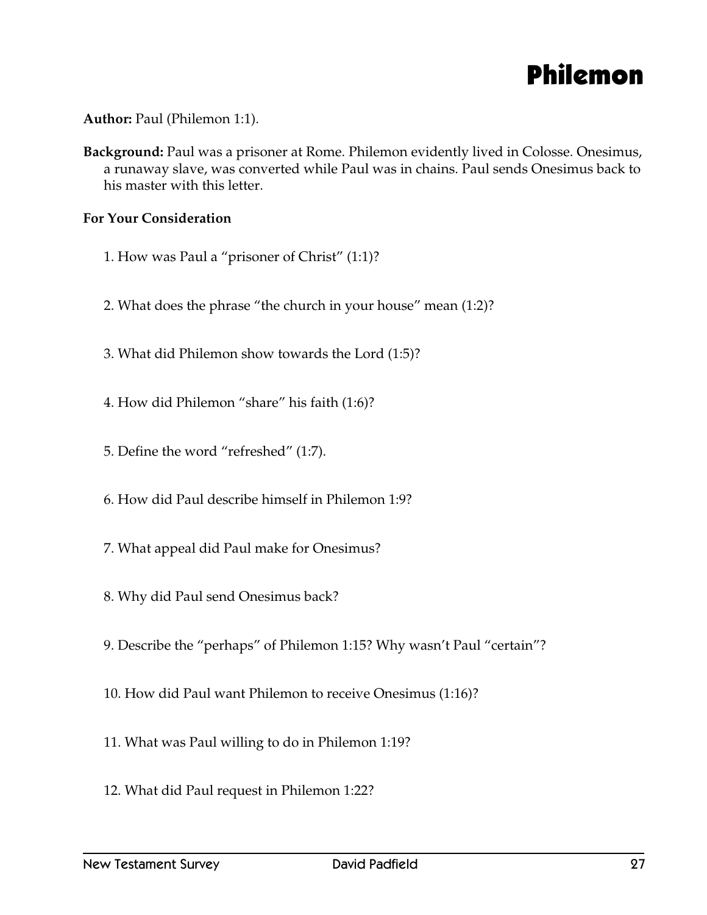# Philemon

**Author:** Paul (Philemon 1:1).

**Background:** Paul was a prisoner at Rome. Philemon evidently lived in Colosse. Onesimus, a runaway slave, was converted while Paul was in chains. Paul sends Onesimus back to his master with this letter.

**For Your Consideration**

1. How was Paul a "prisoner of Christ" (1:1)?

2. What does the phrase "the church in your house" mean (1:2)?

3. What did Philemon show towards the Lord (1:5)?

4. How did Philemon "share" his faith (1:6)?

5. Define the word "refreshed" (1:7).

6. How did Paul describe himself in Philemon 1:9?

7. What appeal did Paul make for Onesimus?

8. Why did Paul send Onesimus back?

9. Describe the "perhaps" of Philemon 1:15? Why wasn't Paul "certain"?

10. How did Paul want Philemon to receive Onesimus (1:16)?

11. What was Paul willing to do in Philemon 1:19?

12. What did Paul request in Philemon 1:22?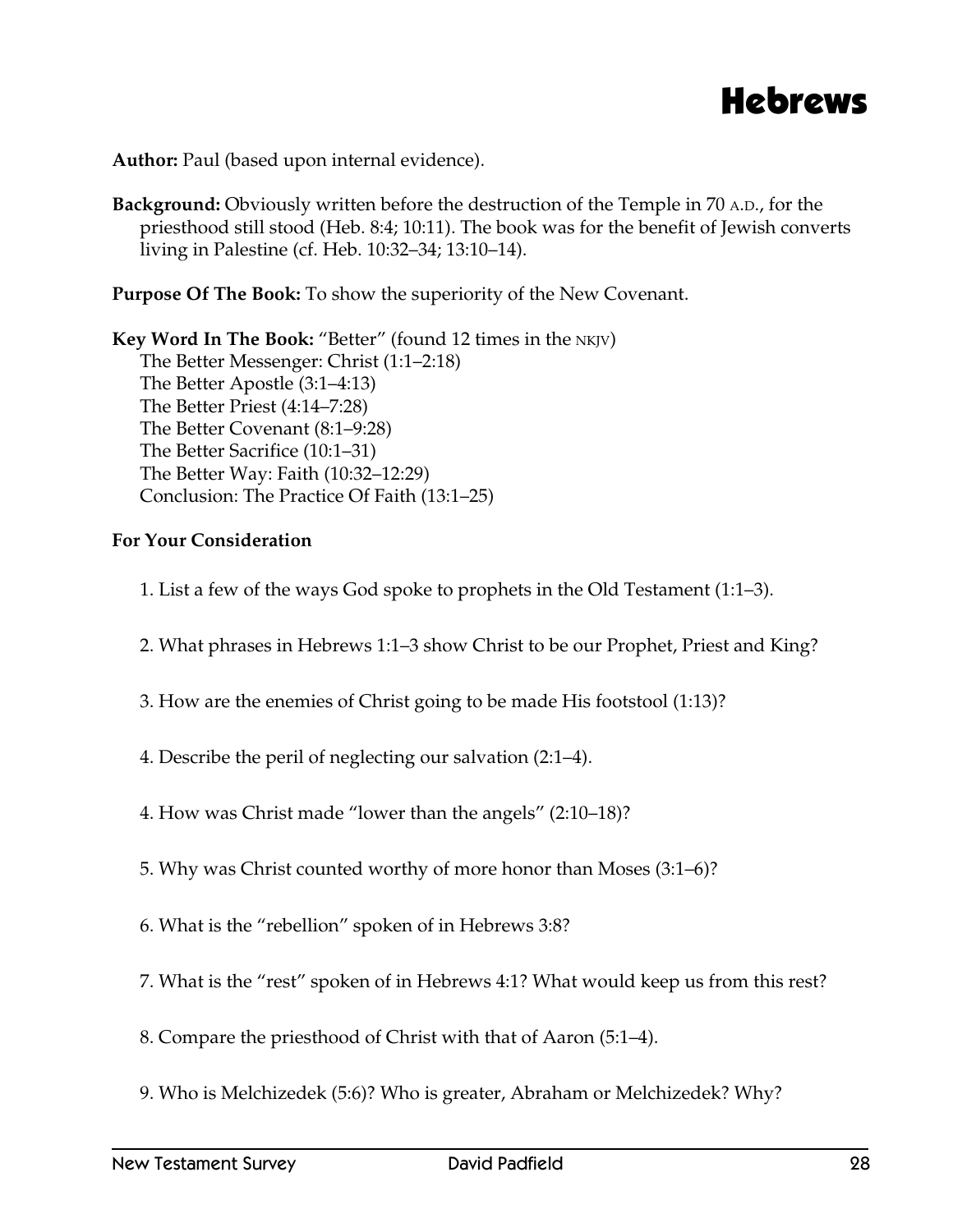# Hebrews

**Author:** Paul (based upon internal evidence).

**Background:** Obviously written before the destruction of the Temple in 70 A.D., for the priesthood still stood (Heb. 8:4; 10:11). The book was for the benefit of Jewish converts living in Palestine (cf. Heb. 10:32–34; 13:10–14).

**Purpose Of The Book:** To show the superiority of the New Covenant.

**Key Word In The Book:** "Better" (found 12 times in the NKJV)
- The Better Messenger: Christ (1:1–2:18)
- The Better Apostle (3:1–4:13)
- The Better Priest (4:14–7:28)
- The Better Covenant (8:1–9:28)
- The Better Sacrifice (10:1–31)
- The Better Way: Faith (10:32–12:29)
- Conclusion: The Practice Of Faith (13:1–25)

**For Your Consideration**

1. List a few of the ways God spoke to prophets in the Old Testament (1:1–3).

2. What phrases in Hebrews 1:1–3 show Christ to be our Prophet, Priest and King?

3. How are the enemies of Christ going to be made His footstool (1:13)?

4. Describe the peril of neglecting our salvation (2:1–4).

4. How was Christ made "lower than the angels" (2:10–18)?

5. Why was Christ counted worthy of more honor than Moses (3:1–6)?

6. What is the "rebellion" spoken of in Hebrews 3:8?

7. What is the "rest" spoken of in Hebrews 4:1? What would keep us from this rest?

8. Compare the priesthood of Christ with that of Aaron (5:1–4).

9. Who is Melchizedek (5:6)? Who is greater, Abraham or Melchizedek? Why?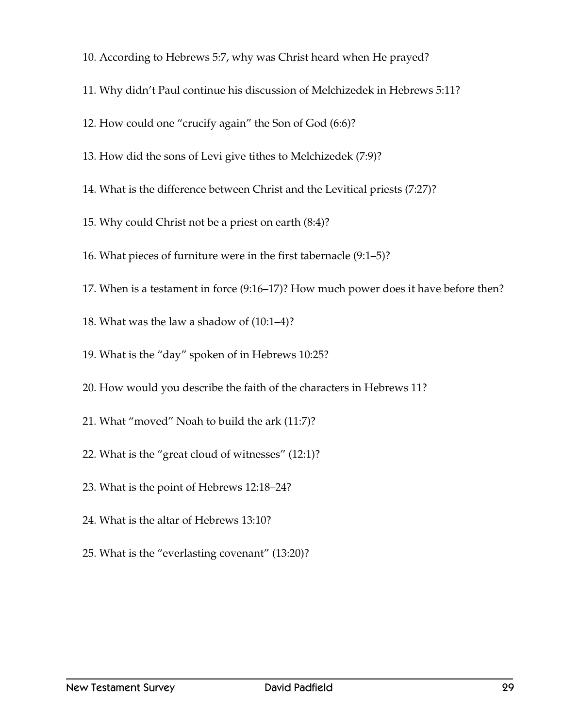10. According to Hebrews 5:7, why was Christ heard when He prayed?

11. Why didn't Paul continue his discussion of Melchizedek in Hebrews 5:11?

12. How could one "crucify again" the Son of God (6:6)?

13. How did the sons of Levi give tithes to Melchizedek (7:9)?

14. What is the difference between Christ and the Levitical priests (7:27)?

15. Why could Christ not be a priest on earth (8:4)?

16. What pieces of furniture were in the first tabernacle (9:1–5)?

17. When is a testament in force (9:16–17)? How much power does it have before then?

18. What was the law a shadow of (10:1–4)?

19. What is the "day" spoken of in Hebrews 10:25?

20. How would you describe the faith of the characters in Hebrews 11?

21. What "moved" Noah to build the ark (11:7)?

22. What is the "great cloud of witnesses" (12:1)?

23. What is the point of Hebrews 12:18–24?

24. What is the altar of Hebrews 13:10?

25. What is the "everlasting covenant" (13:20)?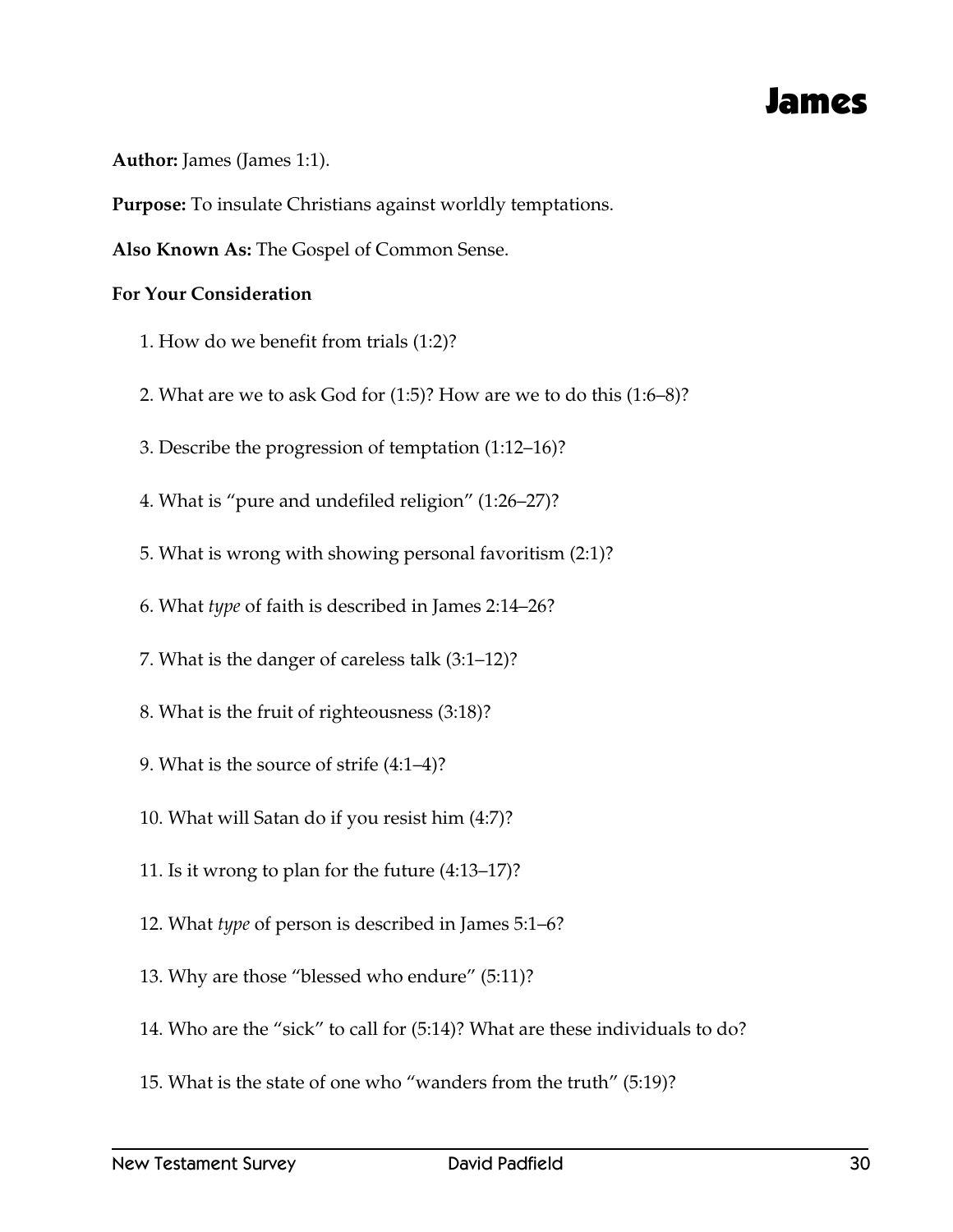# James

**Author:** James (James 1:1).

**Purpose:** To insulate Christians against worldly temptations.

**Also Known As:** The Gospel of Common Sense.

**For Your Consideration**

1. How do we benefit from trials (1:2)?

2. What are we to ask God for (1:5)? How are we to do this (1:6–8)?

3. Describe the progression of temptation (1:12–16)?

4. What is “pure and undefiled religion” (1:26–27)?

5. What is wrong with showing personal favoritism (2:1)?

6. What *type* of faith is described in James 2:14–26?

7. What is the danger of careless talk (3:1–12)?

8. What is the fruit of righteousness (3:18)?

9. What is the source of strife (4:1–4)?

10. What will Satan do if you resist him (4:7)?

11. Is it wrong to plan for the future (4:13–17)?

12. What *type* of person is described in James 5:1–6?

13. Why are those “blessed who endure” (5:11)?

14. Who are the “sick” to call for (5:14)? What are these individuals to do?

15. What is the state of one who “wanders from the truth” (5:19)?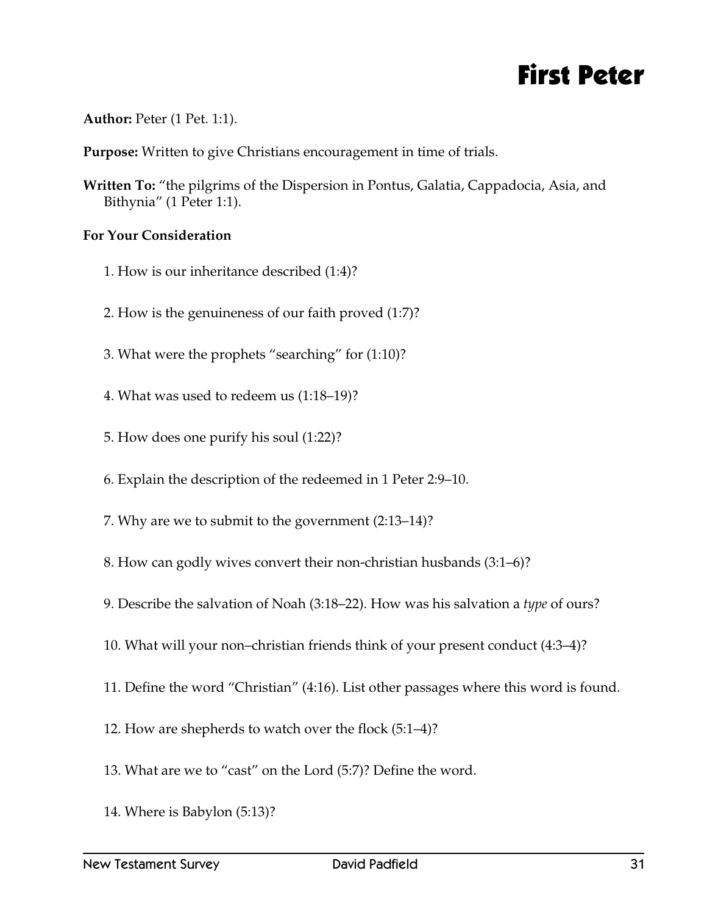# First Peter

**Author:** Peter (1 Pet. 1:1).

**Purpose:** Written to give Christians encouragement in time of trials.

**Written To:** "the pilgrims of the Dispersion in Pontus, Galatia, Cappadocia, Asia, and Bithynia" (1 Peter 1:1).

**For Your Consideration**

1. How is our inheritance described (1:4)?

2. How is the genuineness of our faith proved (1:7)?

3. What were the prophets "searching" for (1:10)?

4. What was used to redeem us (1:18–19)?

5. How does one purify his soul (1:22)?

6. Explain the description of the redeemed in 1 Peter 2:9–10.

7. Why are we to submit to the government (2:13–14)?

8. How can godly wives convert their non-christian husbands (3:1–6)?

9. Describe the salvation of Noah (3:18–22). How was his salvation a *type* of ours?

10. What will your non–christian friends think of your present conduct (4:3–4)?

11. Define the word "Christian" (4:16). List other passages where this word is found.

12. How are shepherds to watch over the flock (5:1–4)?

13. What are we to "cast" on the Lord (5:7)? Define the word.

14. Where is Babylon (5:13)?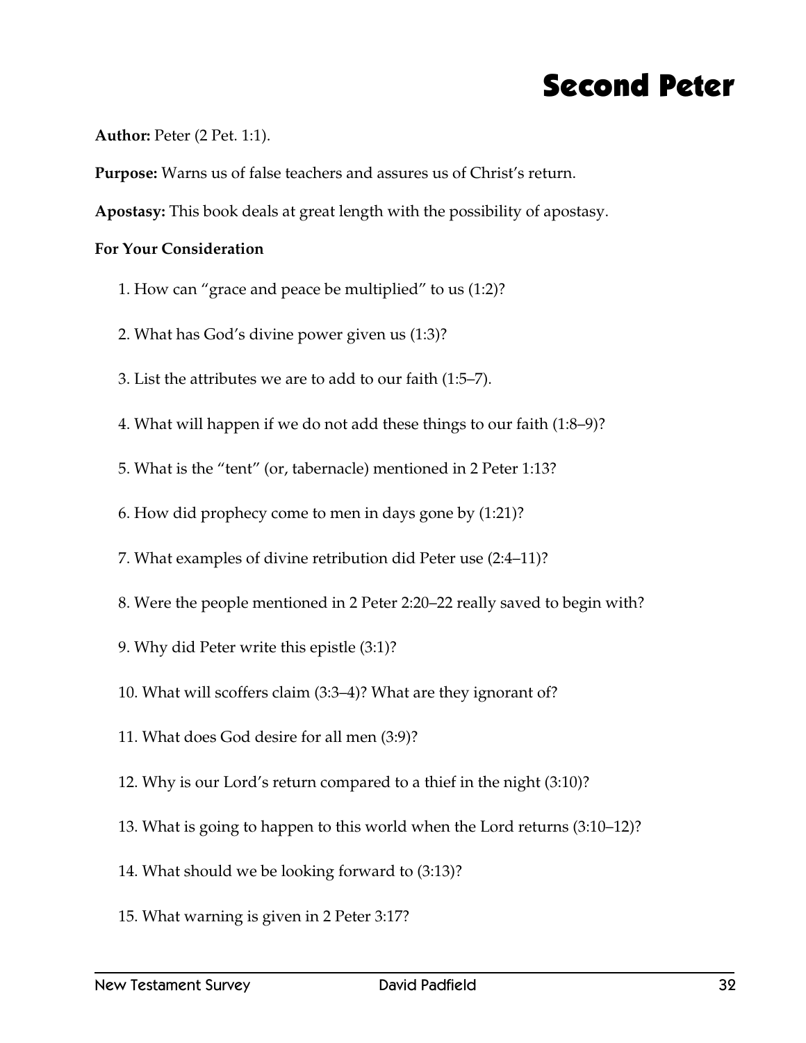# Second Peter

**Author:** Peter (2 Pet. 1:1).

**Purpose:** Warns us of false teachers and assures us of Christ's return.

**Apostasy:** This book deals at great length with the possibility of apostasy.

**For Your Consideration**

1. How can "grace and peace be multiplied" to us (1:2)?

2. What has God's divine power given us (1:3)?

3. List the attributes we are to add to our faith (1:5–7).

4. What will happen if we do not add these things to our faith (1:8–9)?

5. What is the "tent" (or, tabernacle) mentioned in 2 Peter 1:13?

6. How did prophecy come to men in days gone by (1:21)?

7. What examples of divine retribution did Peter use (2:4–11)?

8. Were the people mentioned in 2 Peter 2:20–22 really saved to begin with?

9. Why did Peter write this epistle (3:1)?

10. What will scoffers claim (3:3–4)? What are they ignorant of?

11. What does God desire for all men (3:9)?

12. Why is our Lord's return compared to a thief in the night (3:10)?

13. What is going to happen to this world when the Lord returns (3:10–12)?

14. What should we be looking forward to (3:13)?

15. What warning is given in 2 Peter 3:17?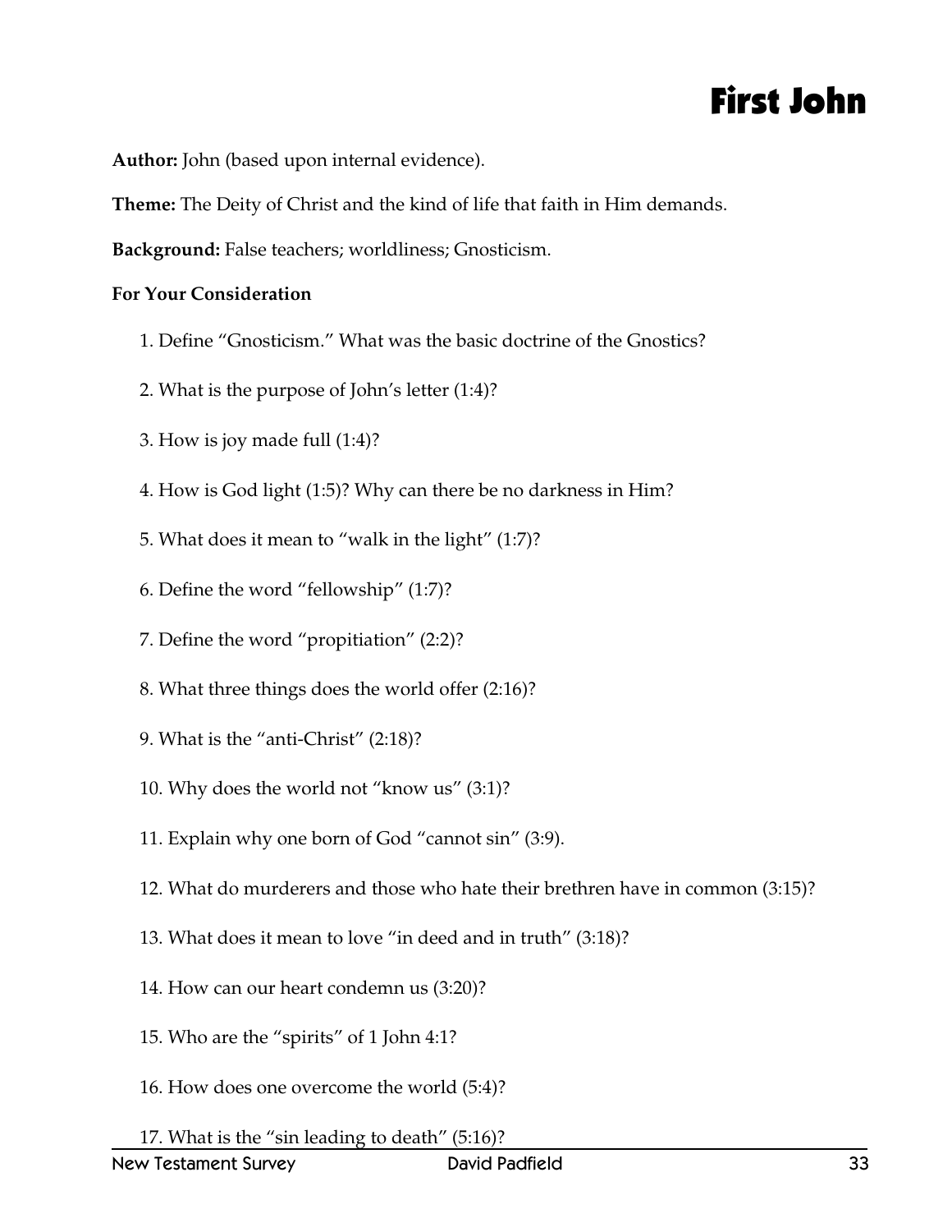# First John

**Author:** John (based upon internal evidence).

**Theme:** The Deity of Christ and the kind of life that faith in Him demands.

**Background:** False teachers; worldliness; Gnosticism.

**For Your Consideration**

1. Define "Gnosticism." What was the basic doctrine of the Gnostics?
2. What is the purpose of John's letter (1:4)?
3. How is joy made full (1:4)?
4. How is God light (1:5)? Why can there be no darkness in Him?
5. What does it mean to "walk in the light" (1:7)?
6. Define the word "fellowship" (1:7)?
7. Define the word "propitiation" (2:2)?
8. What three things does the world offer (2:16)?
9. What is the "anti-Christ" (2:18)?
10. Why does the world not "know us" (3:1)?
11. Explain why one born of God "cannot sin" (3:9).
12. What do murderers and those who hate their brethren have in common (3:15)?
13. What does it mean to love "in deed and in truth" (3:18)?
14. How can our heart condemn us (3:20)?
15. Who are the "spirits" of 1 John 4:1?
16. How does one overcome the world (5:4)?
17. What is the "sin leading to death" (5:16)?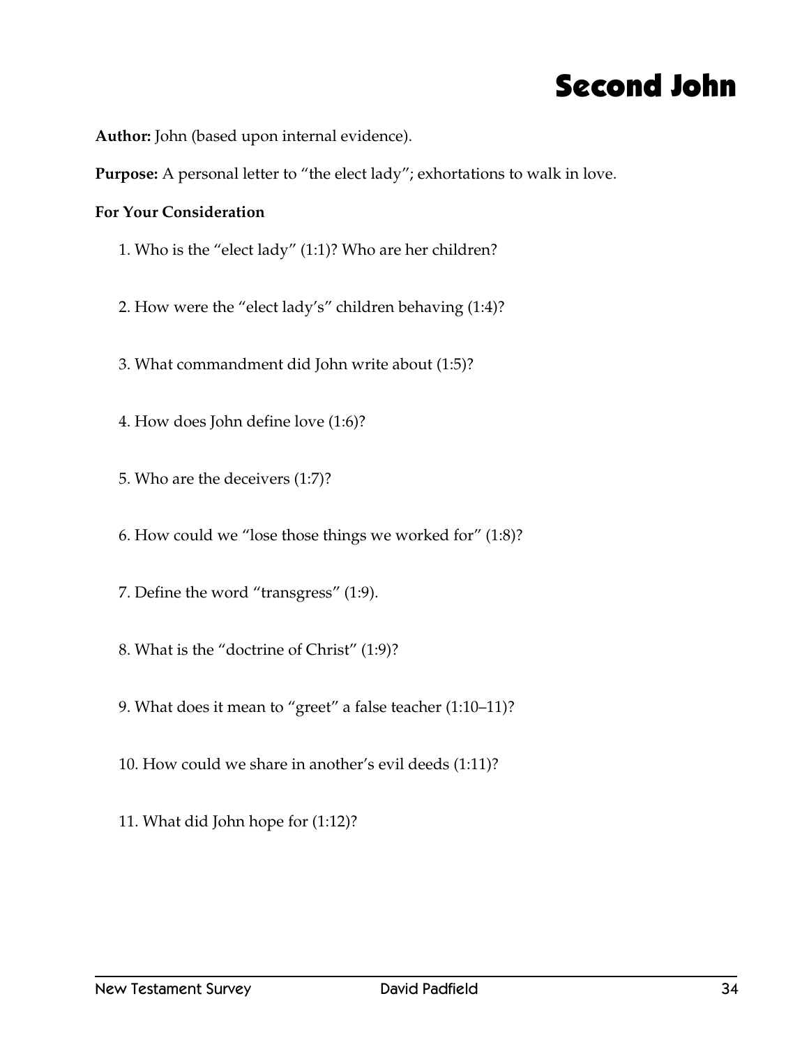# Second John

**Author:** John (based upon internal evidence).

**Purpose:** A personal letter to "the elect lady"; exhortations to walk in love.

**For Your Consideration**

1. Who is the "elect lady" (1:1)? Who are her children?
2. How were the "elect lady's" children behaving (1:4)?
3. What commandment did John write about (1:5)?
4. How does John define love (1:6)?
5. Who are the deceivers (1:7)?
6. How could we "lose those things we worked for" (1:8)?
7. Define the word "transgress" (1:9).
8. What is the "doctrine of Christ" (1:9)?
9. What does it mean to "greet" a false teacher (1:10–11)?
10. How could we share in another's evil deeds (1:11)?
11. What did John hope for (1:12)?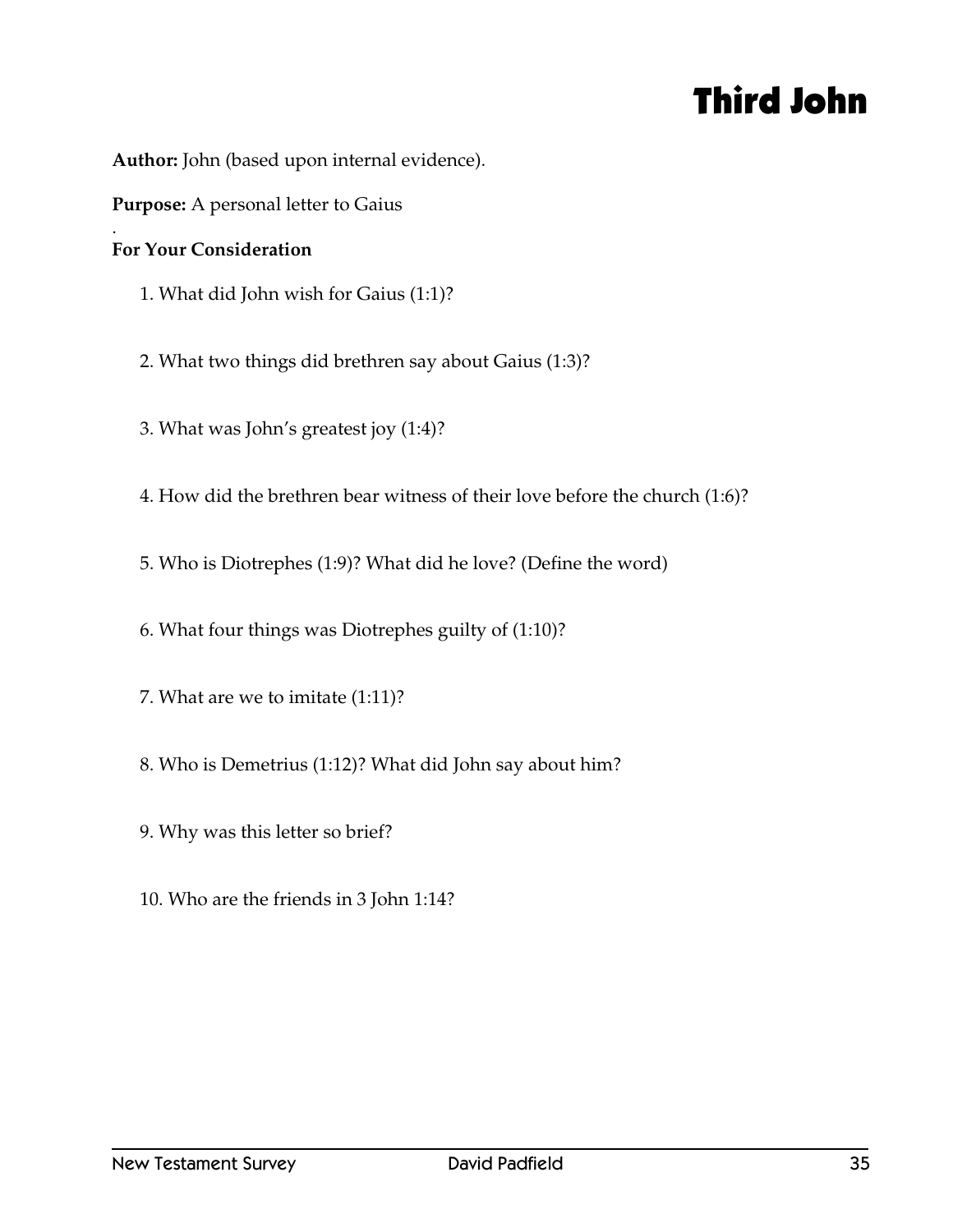# Third John

**Author:** John (based upon internal evidence).

**Purpose:** A personal letter to Gaius

.

**For Your Consideration**

1. What did John wish for Gaius (1:1)?

2. What two things did brethren say about Gaius (1:3)?

3. What was John's greatest joy (1:4)?

4. How did the brethren bear witness of their love before the church (1:6)?

5. Who is Diotrephes (1:9)? What did he love? (Define the word)

6. What four things was Diotrephes guilty of (1:10)?

7. What are we to imitate (1:11)?

8. Who is Demetrius (1:12)? What did John say about him?

9. Why was this letter so brief?

10. Who are the friends in 3 John 1:14?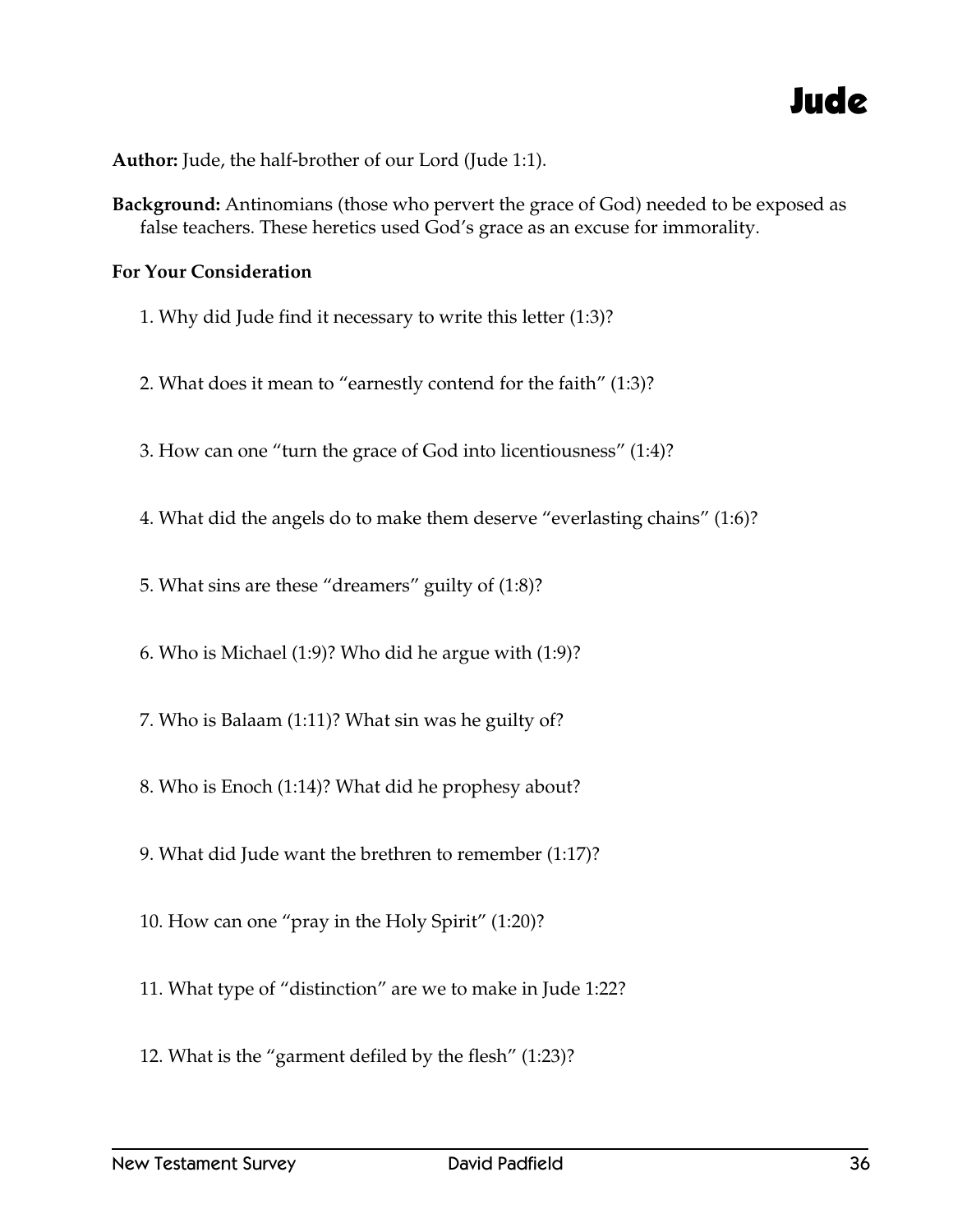# Jude

**Author:** Jude, the half-brother of our Lord (Jude 1:1).

**Background:** Antinomians (those who pervert the grace of God) needed to be exposed as false teachers. These heretics used God's grace as an excuse for immorality.

**For Your Consideration**

1. Why did Jude find it necessary to write this letter (1:3)?

2. What does it mean to "earnestly contend for the faith" (1:3)?

3. How can one "turn the grace of God into licentiousness" (1:4)?

4. What did the angels do to make them deserve "everlasting chains" (1:6)?

5. What sins are these "dreamers" guilty of (1:8)?

6. Who is Michael (1:9)? Who did he argue with (1:9)?

7. Who is Balaam (1:11)? What sin was he guilty of?

8. Who is Enoch (1:14)? What did he prophesy about?

9. What did Jude want the brethren to remember (1:17)?

10. How can one "pray in the Holy Spirit" (1:20)?

11. What type of "distinction" are we to make in Jude 1:22?

12. What is the "garment defiled by the flesh" (1:23)?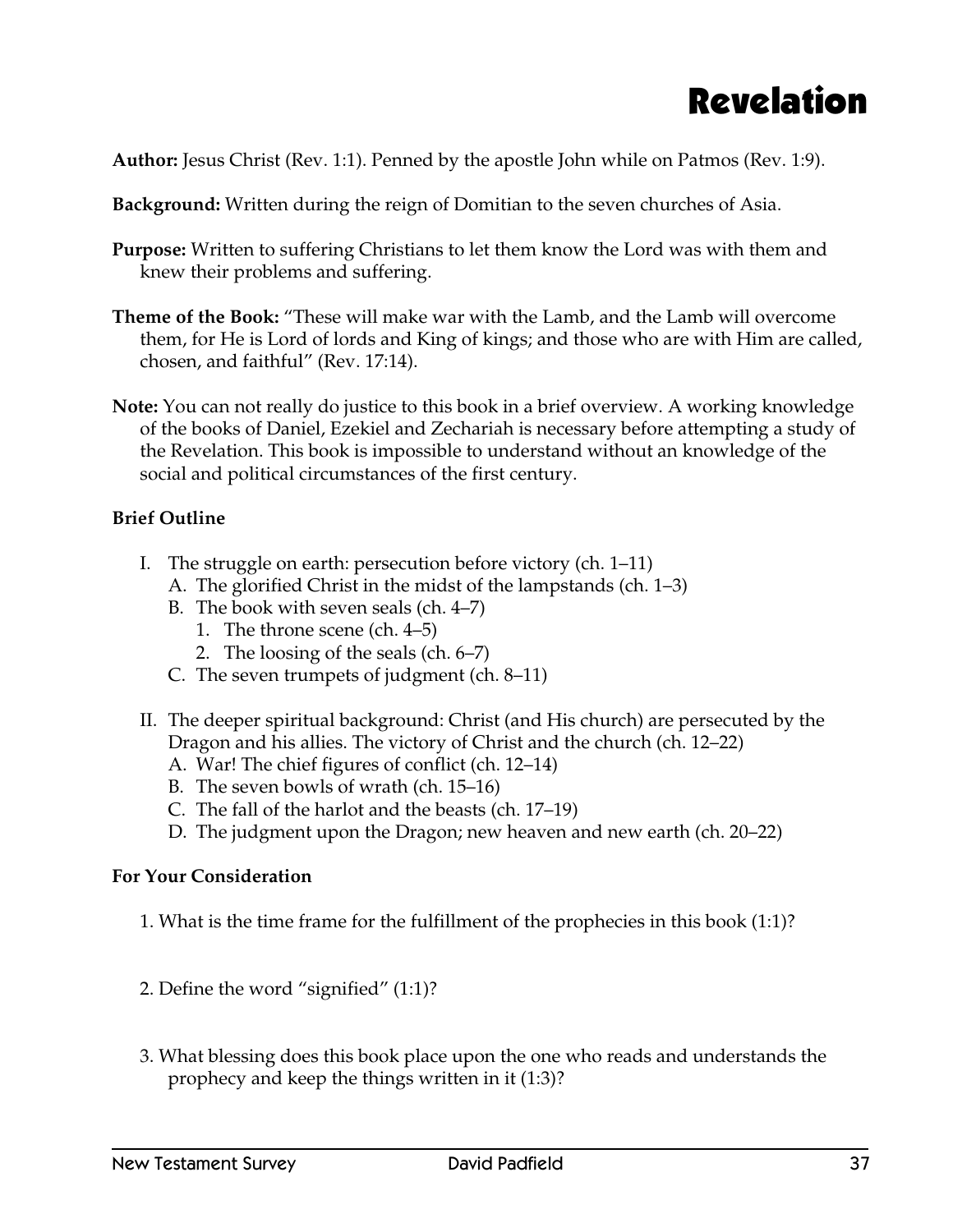# Revelation

**Author:** Jesus Christ (Rev. 1:1). Penned by the apostle John while on Patmos (Rev. 1:9).

**Background:** Written during the reign of Domitian to the seven churches of Asia.

**Purpose:** Written to suffering Christians to let them know the Lord was with them and knew their problems and suffering.

**Theme of the Book:** "These will make war with the Lamb, and the Lamb will overcome them, for He is Lord of lords and King of kings; and those who are with Him are called, chosen, and faithful" (Rev. 17:14).

**Note:** You can not really do justice to this book in a brief overview. A working knowledge of the books of Daniel, Ezekiel and Zechariah is necessary before attempting a study of the Revelation. This book is impossible to understand without an knowledge of the social and political circumstances of the first century.

**Brief Outline**

- I. The struggle on earth: persecution before victory (ch. 1–11)
  - A. The glorified Christ in the midst of the lampstands (ch. 1–3)
  - B. The book with seven seals (ch. 4–7)
    - 1. The throne scene (ch. 4–5)
    - 2. The loosing of the seals (ch. 6–7)
  - C. The seven trumpets of judgment (ch. 8–11)
- II. The deeper spiritual background: Christ (and His church) are persecuted by the Dragon and his allies. The victory of Christ and the church (ch. 12–22)
  - A. War! The chief figures of conflict (ch. 12–14)
  - B. The seven bowls of wrath (ch. 15–16)
  - C. The fall of the harlot and the beasts (ch. 17–19)
  - D. The judgment upon the Dragon; new heaven and new earth (ch. 20–22)

**For Your Consideration**

1. What is the time frame for the fulfillment of the prophecies in this book (1:1)?

2. Define the word "signified" (1:1)?

3. What blessing does this book place upon the one who reads and understands the prophecy and keep the things written in it (1:3)?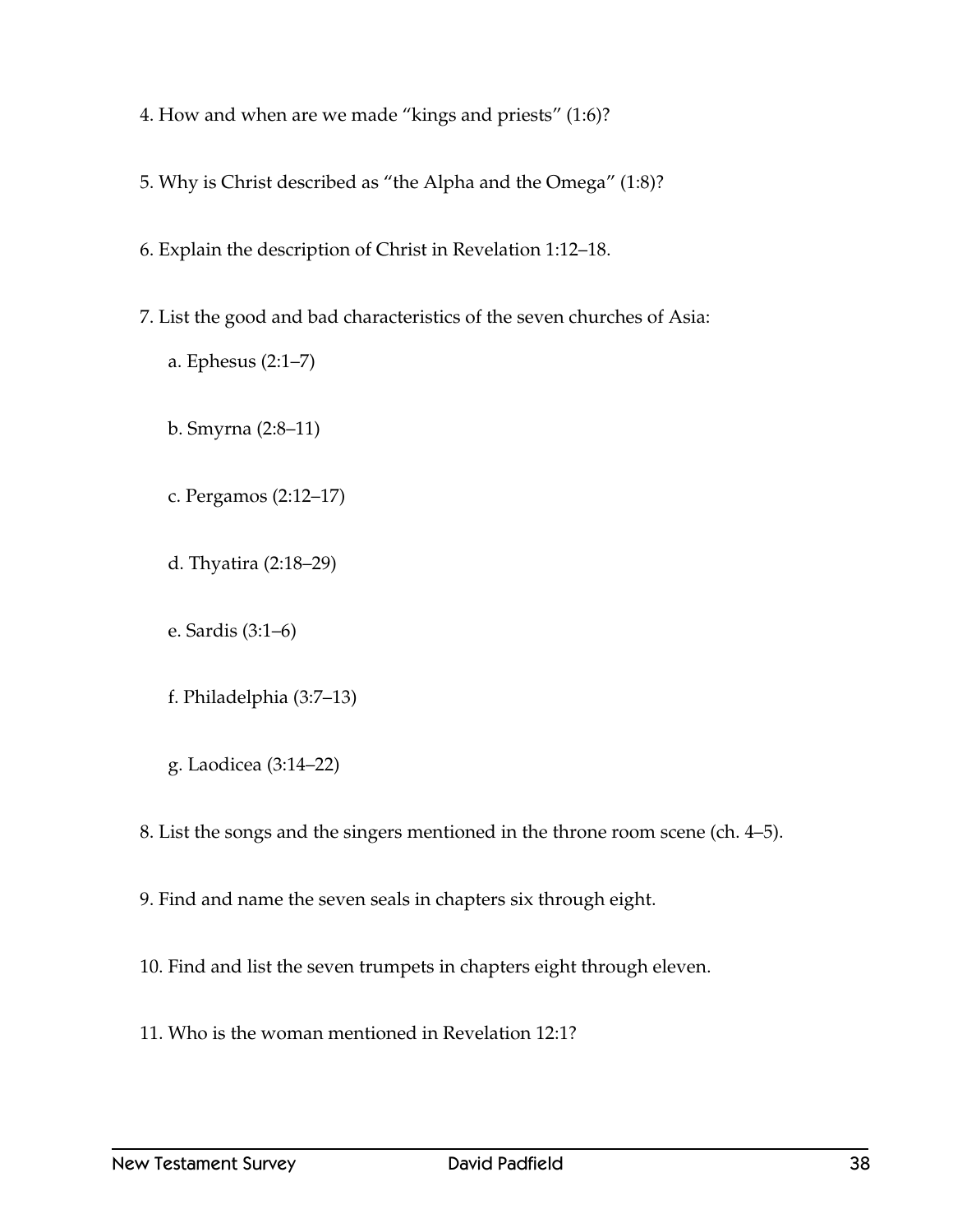4. How and when are we made "kings and priests" (1:6)?

5. Why is Christ described as "the Alpha and the Omega" (1:8)?

6. Explain the description of Christ in Revelation 1:12–18.

7. List the good and bad characteristics of the seven churches of Asia:

    a. Ephesus (2:1–7)

    b. Smyrna (2:8–11)

    c. Pergamos (2:12–17)

    d. Thyatira (2:18–29)

    e. Sardis (3:1–6)

    f. Philadelphia (3:7–13)

    g. Laodicea (3:14–22)

8. List the songs and the singers mentioned in the throne room scene (ch. 4–5).

9. Find and name the seven seals in chapters six through eight.

10. Find and list the seven trumpets in chapters eight through eleven.

11. Who is the woman mentioned in Revelation 12:1?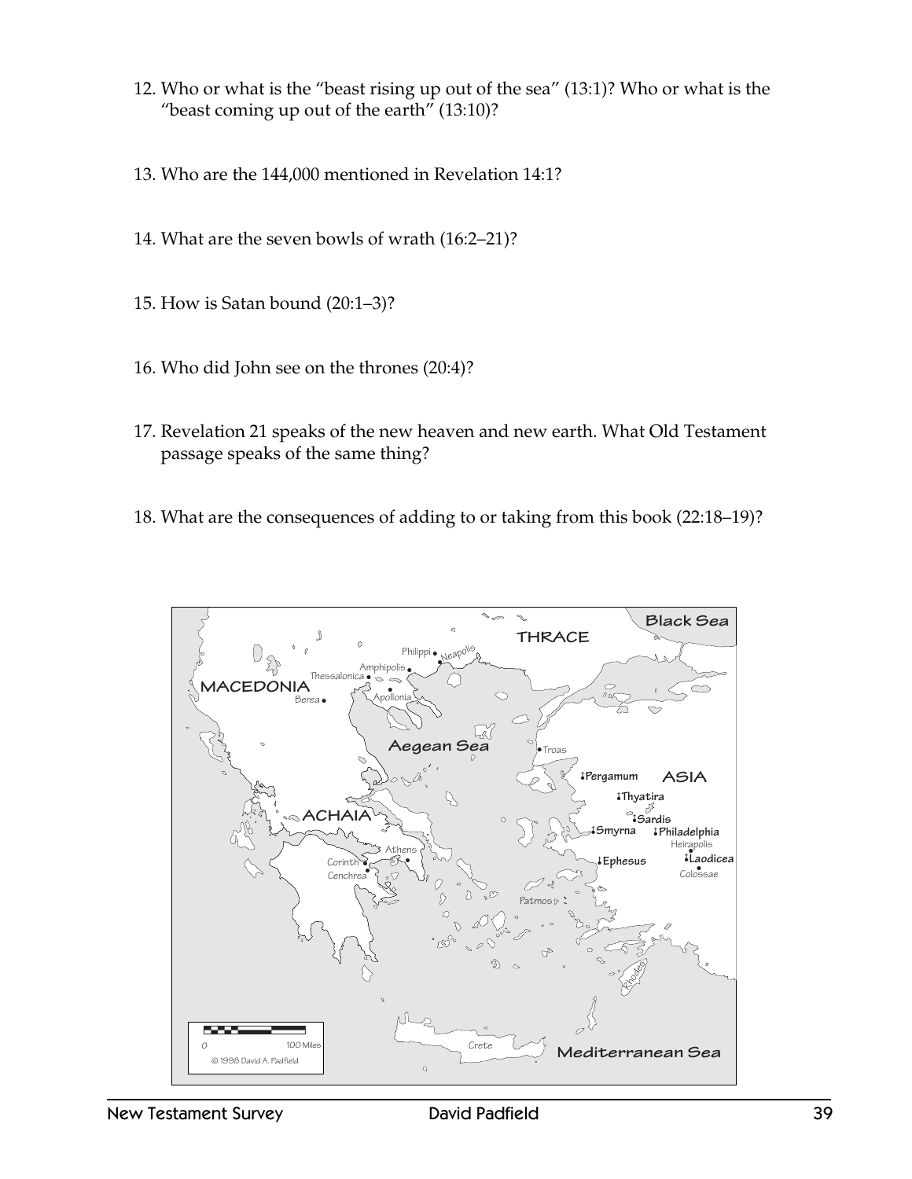12. Who or what is the "beast rising up out of the sea" (13:1)? Who or what is the "beast coming up out of the earth" (13:10)?

13. Who are the 144,000 mentioned in Revelation 14:1?

14. What are the seven bowls of wrath (16:2–21)?

15. How is Satan bound (20:1–3)?

16. Who did John see on the thrones (20:4)?

17. Revelation 21 speaks of the new heaven and new earth. What Old Testament passage speaks of the same thing?

18. What are the consequences of adding to or taking from this book (22:18–19)?

Black Sea
THRACE
Philippi
Neapolis
Amphipolis
Thessalonica
MACEDONIA
Berea
Apollonia
Aegean Sea
Troas
Pergamum
ASIA
Thyatira
Sardis
ACHAIA
Smyrna
Philadelphia
Heirapolis
Athens
Laodicea
Corinth
Ephesus
Colossae
Cenchrea
Patmos
Rhodes
0
100 Miles
© 1998 David A. Padfield
Crete
Mediterranean Sea